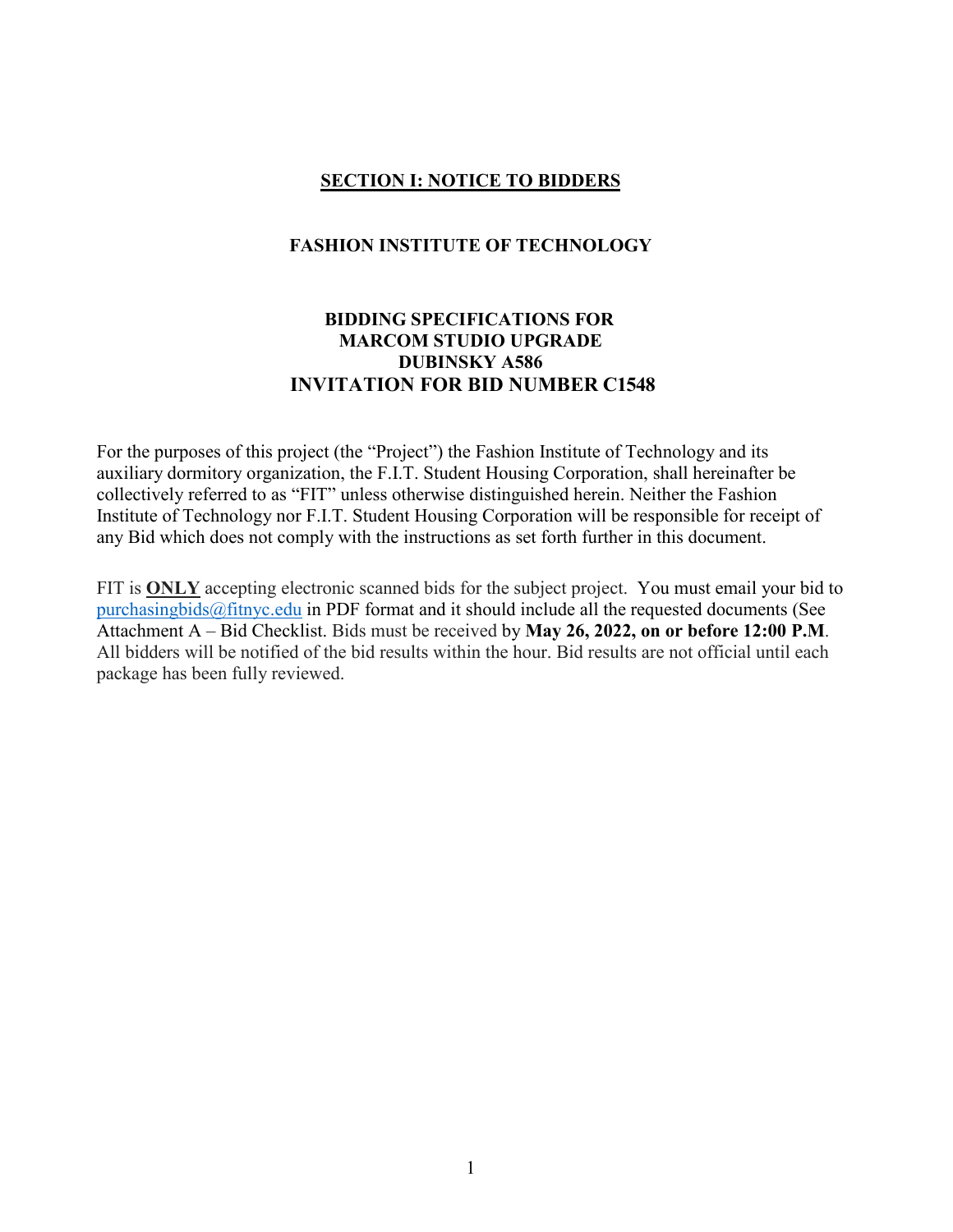# SECTION I: NOTICE TO BIDDERS

## FASHION INSTITUTE OF TECHNOLOGY

### BIDDING SPECIFICATIONS FOR
### MARCOM STUDIO UPGRADE
### DUBINSKY A586
### INVITATION FOR BID NUMBER C1548

For the purposes of this project (the "Project") the Fashion Institute of Technology and its auxiliary dormitory organization, the F.I.T. Student Housing Corporation, shall hereinafter be collectively referred to as "FIT" unless otherwise distinguished herein. Neither the Fashion Institute of Technology nor F.I.T. Student Housing Corporation will be responsible for receipt of any Bid which does not comply with the instructions as set forth further in this document.

FIT is **ONLY** accepting electronic scanned bids for the subject project. You must email your bid to purchasingbids@fitnyc.edu in PDF format and it should include all the requested documents (See Attachment A – Bid Checklist. Bids must be received by **May 26, 2022, on or before 12:00 P.M**. All bidders will be notified of the bid results within the hour. Bid results are not official until each package has been fully reviewed.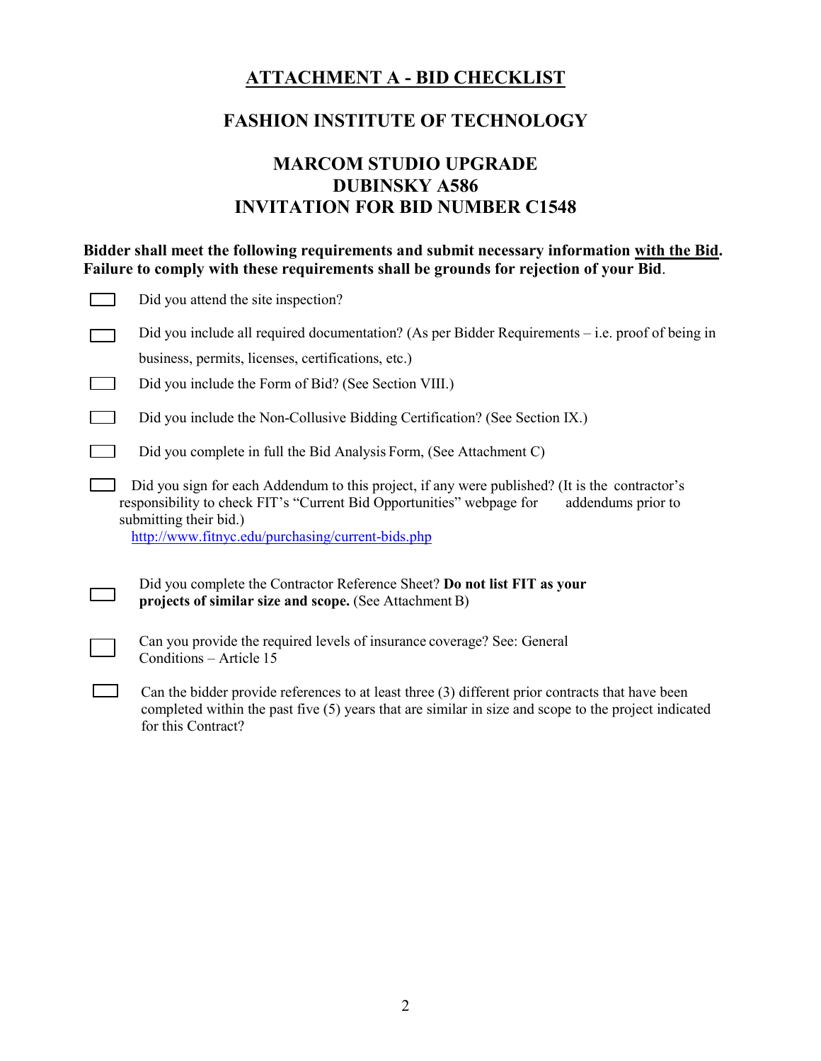# ATTACHMENT A - BID CHECKLIST

## FASHION INSTITUTE OF TECHNOLOGY

## MARCOM STUDIO UPGRADE
## DUBINSKY A586
## INVITATION FOR BID NUMBER C1548

**Bidder shall meet the following requirements and submit necessary information with the Bid. Failure to comply with these requirements shall be grounds for rejection of your Bid.**

- [ ] Did you attend the site inspection?
- [ ] Did you include all required documentation? (As per Bidder Requirements – i.e. proof of being in business, permits, licenses, certifications, etc.)
- [ ] Did you include the Form of Bid? (See Section VIII.)
- [ ] Did you include the Non-Collusive Bidding Certification? (See Section IX.)
- [ ] Did you complete in full the Bid Analysis Form, (See Attachment C)
- [ ] Did you sign for each Addendum to this project, if any were published? (It is the contractor's responsibility to check FIT's "Current Bid Opportunities" webpage for addendums prior to submitting their bid.) http://www.fitnyc.edu/purchasing/current-bids.php
- [ ] Did you complete the Contractor Reference Sheet? **Do not list FIT as your projects of similar size and scope.** (See Attachment B)
- [ ] Can you provide the required levels of insurance coverage? See: General Conditions – Article 15
- [ ] Can the bidder provide references to at least three (3) different prior contracts that have been completed within the past five (5) years that are similar in size and scope to the project indicated for this Contract?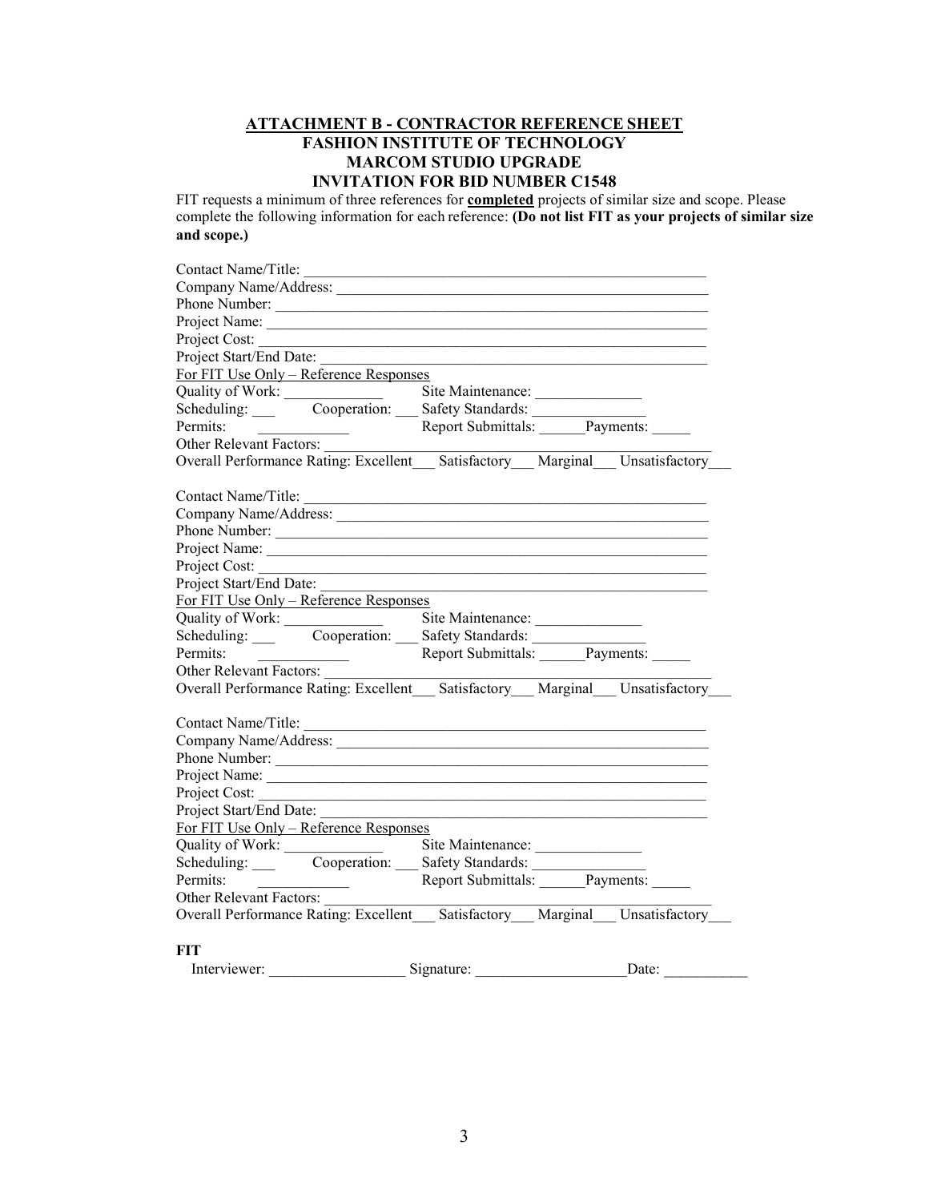**ATTACHMENT B - CONTRACTOR REFERENCE SHEET**
**FASHION INSTITUTE OF TECHNOLOGY**
**MARCOM STUDIO UPGRADE**
**INVITATION FOR BID NUMBER C1548**

FIT requests a minimum of three references for **completed** projects of similar size and scope. Please complete the following information for each reference: **(Do not list FIT as your projects of similar size and scope.)**

Contact Name/Title: ______________________________________________________
Company Name/Address: __________________________________________________
Phone Number: _________________________________________________________
Project Name: __________________________________________________________
Project Cost: ___________________________________________________________
Project Start/End Date: ___________________________________________________
For FIT Use Only – Reference Responses
Quality of Work: _____________ Site Maintenance: ______________
Scheduling: ___ Cooperation: ___ Safety Standards: _______________
Permits: ___________ Report Submittals: ______Payments: _____
Other Relevant Factors: ___________________________________________________
Overall Performance Rating: Excellent___ Satisfactory___ Marginal___ Unsatisfactory___

Contact Name/Title: ______________________________________________________
Company Name/Address: __________________________________________________
Phone Number: _________________________________________________________
Project Name: __________________________________________________________
Project Cost: ___________________________________________________________
Project Start/End Date: ___________________________________________________
For FIT Use Only – Reference Responses
Quality of Work: _____________ Site Maintenance: ______________
Scheduling: ___ Cooperation: ___ Safety Standards: _______________
Permits: ___________ Report Submittals: ______Payments: _____
Other Relevant Factors: ___________________________________________________
Overall Performance Rating: Excellent___ Satisfactory___ Marginal___ Unsatisfactory___

Contact Name/Title: ______________________________________________________
Company Name/Address: __________________________________________________
Phone Number: _________________________________________________________
Project Name: __________________________________________________________
Project Cost: ___________________________________________________________
Project Start/End Date: ___________________________________________________
For FIT Use Only – Reference Responses
Quality of Work: _____________ Site Maintenance: ______________
Scheduling: ___ Cooperation: ___ Safety Standards: _______________
Permits: ___________ Report Submittals: ______Payments: _____
Other Relevant Factors: ___________________________________________________
Overall Performance Rating: Excellent___ Satisfactory___ Marginal___ Unsatisfactory___

**FIT**
Interviewer: _________________ Signature: ___________________Date: ___________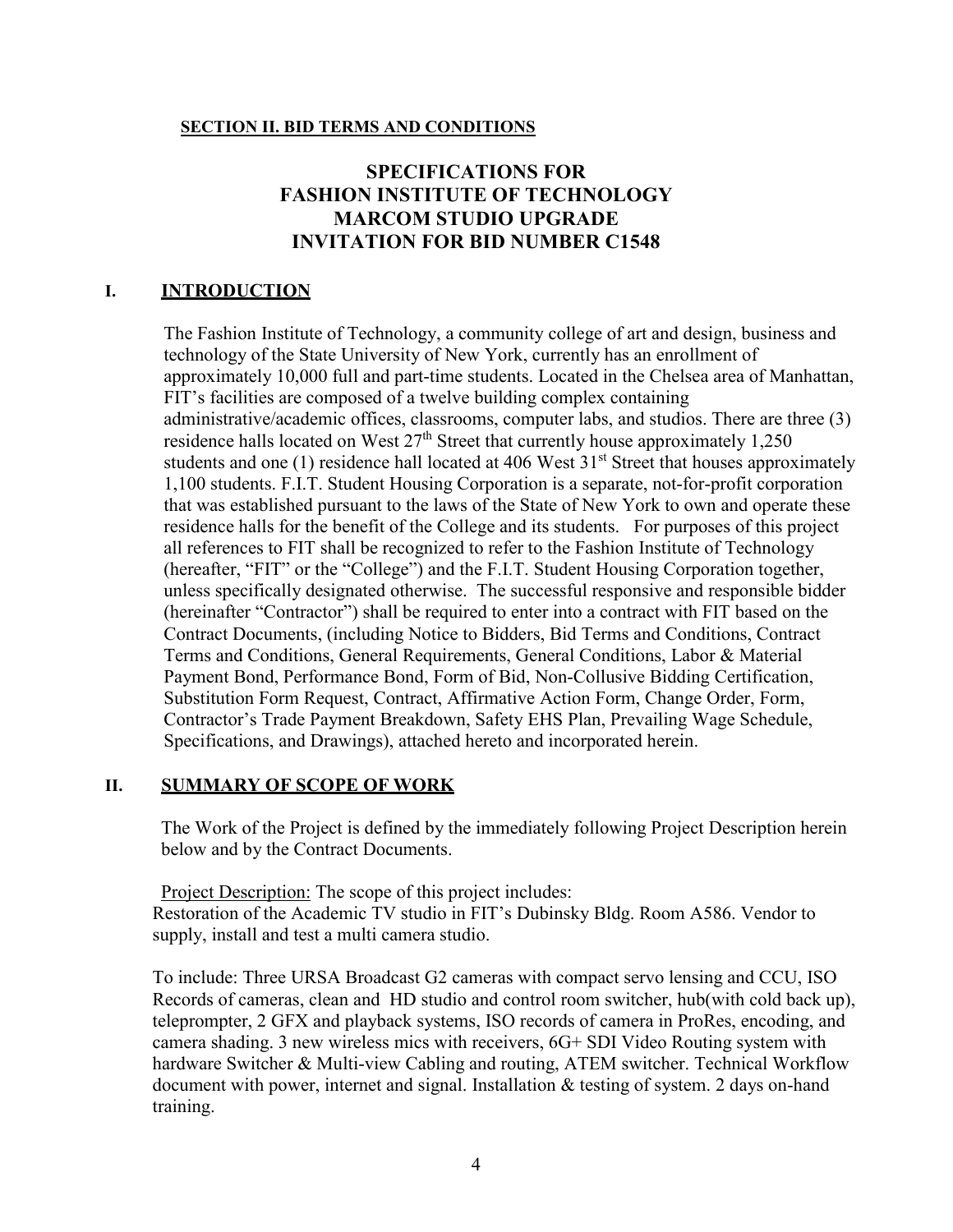**SECTION II. BID TERMS AND CONDITIONS**

# SPECIFICATIONS FOR FASHION INSTITUTE OF TECHNOLOGY MARCOM STUDIO UPGRADE INVITATION FOR BID NUMBER C1548

## I. INTRODUCTION

The Fashion Institute of Technology, a community college of art and design, business and technology of the State University of New York, currently has an enrollment of approximately 10,000 full and part-time students. Located in the Chelsea area of Manhattan, FIT's facilities are composed of a twelve building complex containing administrative/academic offices, classrooms, computer labs, and studios. There are three (3) residence halls located on West 27th Street that currently house approximately 1,250 students and one (1) residence hall located at 406 West 31st Street that houses approximately 1,100 students. F.I.T. Student Housing Corporation is a separate, not-for-profit corporation that was established pursuant to the laws of the State of New York to own and operate these residence halls for the benefit of the College and its students. For purposes of this project all references to FIT shall be recognized to refer to the Fashion Institute of Technology (hereafter, "FIT" or the "College") and the F.I.T. Student Housing Corporation together, unless specifically designated otherwise. The successful responsive and responsible bidder (hereinafter "Contractor") shall be required to enter into a contract with FIT based on the Contract Documents, (including Notice to Bidders, Bid Terms and Conditions, Contract Terms and Conditions, General Requirements, General Conditions, Labor & Material Payment Bond, Performance Bond, Form of Bid, Non-Collusive Bidding Certification, Substitution Form Request, Contract, Affirmative Action Form, Change Order, Form, Contractor's Trade Payment Breakdown, Safety EHS Plan, Prevailing Wage Schedule, Specifications, and Drawings), attached hereto and incorporated herein.

## II. SUMMARY OF SCOPE OF WORK

The Work of the Project is defined by the immediately following Project Description herein below and by the Contract Documents.

Project Description: The scope of this project includes:
Restoration of the Academic TV studio in FIT's Dubinsky Bldg. Room A586. Vendor to supply, install and test a multi camera studio.

To include: Three URSA Broadcast G2 cameras with compact servo lensing and CCU, ISO Records of cameras, clean and HD studio and control room switcher, hub(with cold back up), teleprompter, 2 GFX and playback systems, ISO records of camera in ProRes, encoding, and camera shading. 3 new wireless mics with receivers, 6G+ SDI Video Routing system with hardware Switcher & Multi-view Cabling and routing, ATEM switcher. Technical Workflow document with power, internet and signal. Installation & testing of system. 2 days on-hand training.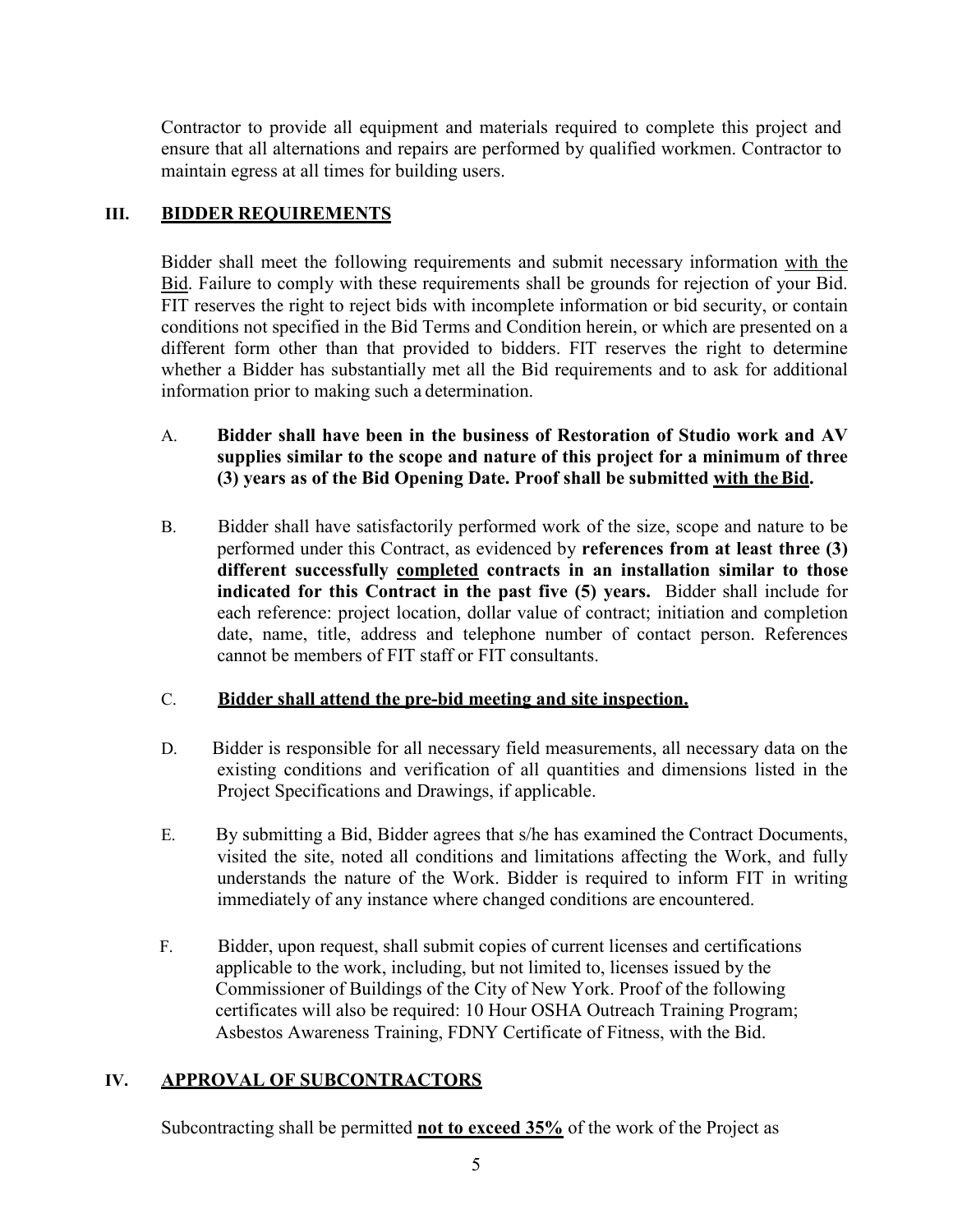Contractor to provide all equipment and materials required to complete this project and ensure that all alternations and repairs are performed by qualified workmen. Contractor to maintain egress at all times for building users.

## III. BIDDER REQUIREMENTS

Bidder shall meet the following requirements and submit necessary information with the Bid. Failure to comply with these requirements shall be grounds for rejection of your Bid. FIT reserves the right to reject bids with incomplete information or bid security, or contain conditions not specified in the Bid Terms and Condition herein, or which are presented on a different form other than that provided to bidders. FIT reserves the right to determine whether a Bidder has substantially met all the Bid requirements and to ask for additional information prior to making such a determination.

A. **Bidder shall have been in the business of Restoration of Studio work and AV supplies similar to the scope and nature of this project for a minimum of three (3) years as of the Bid Opening Date. Proof shall be submitted with the Bid.**

B. Bidder shall have satisfactorily performed work of the size, scope and nature to be performed under this Contract, as evidenced by **references from at least three (3) different successfully completed contracts in an installation similar to those indicated for this Contract in the past five (5) years.** Bidder shall include for each reference: project location, dollar value of contract; initiation and completion date, name, title, address and telephone number of contact person. References cannot be members of FIT staff or FIT consultants.

C. **Bidder shall attend the pre-bid meeting and site inspection.**

D. Bidder is responsible for all necessary field measurements, all necessary data on the existing conditions and verification of all quantities and dimensions listed in the Project Specifications and Drawings, if applicable.

E. By submitting a Bid, Bidder agrees that s/he has examined the Contract Documents, visited the site, noted all conditions and limitations affecting the Work, and fully understands the nature of the Work. Bidder is required to inform FIT in writing immediately of any instance where changed conditions are encountered.

F. Bidder, upon request, shall submit copies of current licenses and certifications applicable to the work, including, but not limited to, licenses issued by the Commissioner of Buildings of the City of New York. Proof of the following certificates will also be required: 10 Hour OSHA Outreach Training Program; Asbestos Awareness Training, FDNY Certificate of Fitness, with the Bid.

## IV. APPROVAL OF SUBCONTRACTORS

Subcontracting shall be permitted **not to exceed 35%** of the work of the Project as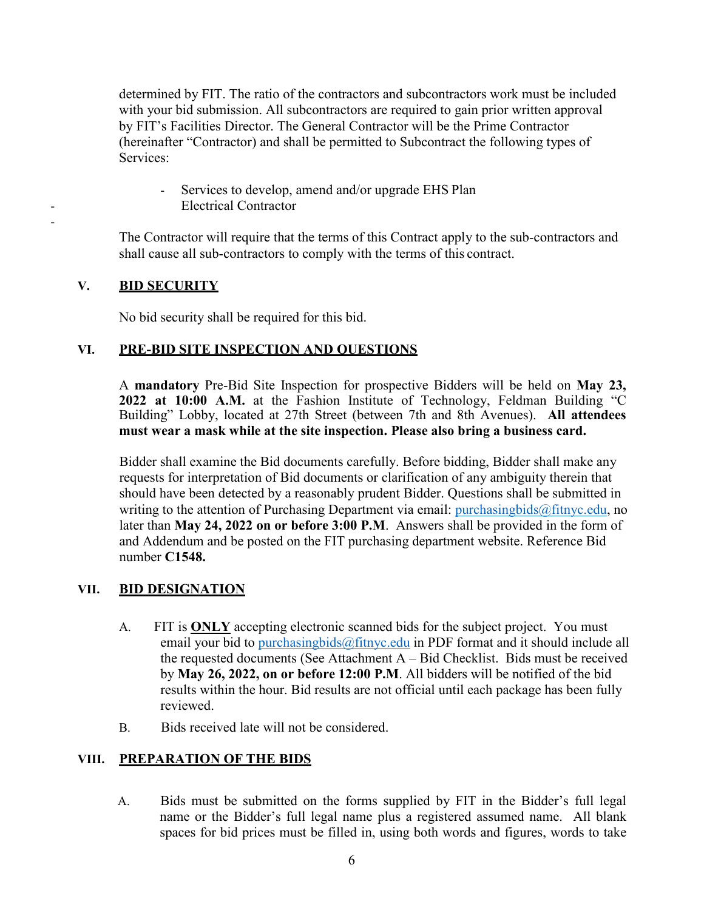determined by FIT. The ratio of the contractors and subcontractors work must be included with your bid submission. All subcontractors are required to gain prior written approval by FIT's Facilities Director. The General Contractor will be the Prime Contractor (hereinafter "Contractor) and shall be permitted to Subcontract the following types of Services:

- Services to develop, amend and/or upgrade EHS Plan
- Electrical Contractor

The Contractor will require that the terms of this Contract apply to the sub-contractors and shall cause all sub-contractors to comply with the terms of this contract.

## V. BID SECURITY

No bid security shall be required for this bid.

## VI. PRE-BID SITE INSPECTION AND QUESTIONS

A **mandatory** Pre-Bid Site Inspection for prospective Bidders will be held on **May 23, 2022 at 10:00 A.M.** at the Fashion Institute of Technology, Feldman Building "C Building" Lobby, located at 27th Street (between 7th and 8th Avenues). **All attendees must wear a mask while at the site inspection. Please also bring a business card.**

Bidder shall examine the Bid documents carefully. Before bidding, Bidder shall make any requests for interpretation of Bid documents or clarification of any ambiguity therein that should have been detected by a reasonably prudent Bidder. Questions shall be submitted in writing to the attention of Purchasing Department via email: purchasingbids@fitnyc.edu, no later than **May 24, 2022 on or before 3:00 P.M**. Answers shall be provided in the form of and Addendum and be posted on the FIT purchasing department website. Reference Bid number **C1548.**

## VII. BID DESIGNATION

A. FIT is **ONLY** accepting electronic scanned bids for the subject project. You must email your bid to purchasingbids@fitnyc.edu in PDF format and it should include all the requested documents (See Attachment A – Bid Checklist. Bids must be received by **May 26, 2022, on or before 12:00 P.M**. All bidders will be notified of the bid results within the hour. Bid results are not official until each package has been fully reviewed.

B. Bids received late will not be considered.

## VIII. PREPARATION OF THE BIDS

A. Bids must be submitted on the forms supplied by FIT in the Bidder's full legal name or the Bidder's full legal name plus a registered assumed name. All blank spaces for bid prices must be filled in, using both words and figures, words to take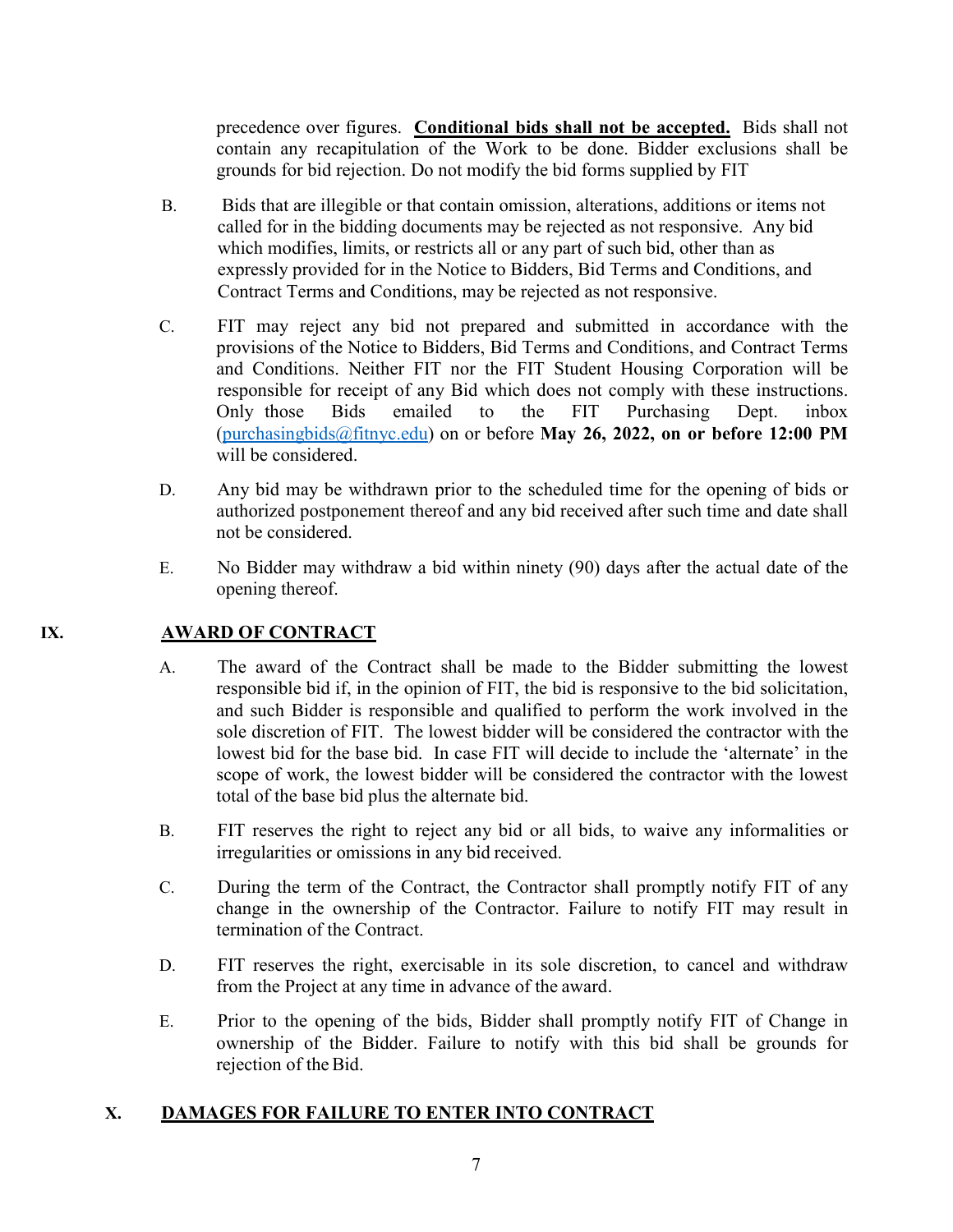precedence over figures. **Conditional bids shall not be accepted.** Bids shall not contain any recapitulation of the Work to be done. Bidder exclusions shall be grounds for bid rejection. Do not modify the bid forms supplied by FIT

B. Bids that are illegible or that contain omission, alterations, additions or items not called for in the bidding documents may be rejected as not responsive. Any bid which modifies, limits, or restricts all or any part of such bid, other than as expressly provided for in the Notice to Bidders, Bid Terms and Conditions, and Contract Terms and Conditions, may be rejected as not responsive.

C. FIT may reject any bid not prepared and submitted in accordance with the provisions of the Notice to Bidders, Bid Terms and Conditions, and Contract Terms and Conditions. Neither FIT nor the FIT Student Housing Corporation will be responsible for receipt of any Bid which does not comply with these instructions. Only those Bids emailed to the FIT Purchasing Dept. inbox (purchasingbids@fitnyc.edu) on or before **May 26, 2022, on or before 12:00 PM** will be considered.

D. Any bid may be withdrawn prior to the scheduled time for the opening of bids or authorized postponement thereof and any bid received after such time and date shall not be considered.

E. No Bidder may withdraw a bid within ninety (90) days after the actual date of the opening thereof.

## IX. AWARD OF CONTRACT

A. The award of the Contract shall be made to the Bidder submitting the lowest responsible bid if, in the opinion of FIT, the bid is responsive to the bid solicitation, and such Bidder is responsible and qualified to perform the work involved in the sole discretion of FIT. The lowest bidder will be considered the contractor with the lowest bid for the base bid. In case FIT will decide to include the 'alternate' in the scope of work, the lowest bidder will be considered the contractor with the lowest total of the base bid plus the alternate bid.

B. FIT reserves the right to reject any bid or all bids, to waive any informalities or irregularities or omissions in any bid received.

C. During the term of the Contract, the Contractor shall promptly notify FIT of any change in the ownership of the Contractor. Failure to notify FIT may result in termination of the Contract.

D. FIT reserves the right, exercisable in its sole discretion, to cancel and withdraw from the Project at any time in advance of the award.

E. Prior to the opening of the bids, Bidder shall promptly notify FIT of Change in ownership of the Bidder. Failure to notify with this bid shall be grounds for rejection of the Bid.

## X. DAMAGES FOR FAILURE TO ENTER INTO CONTRACT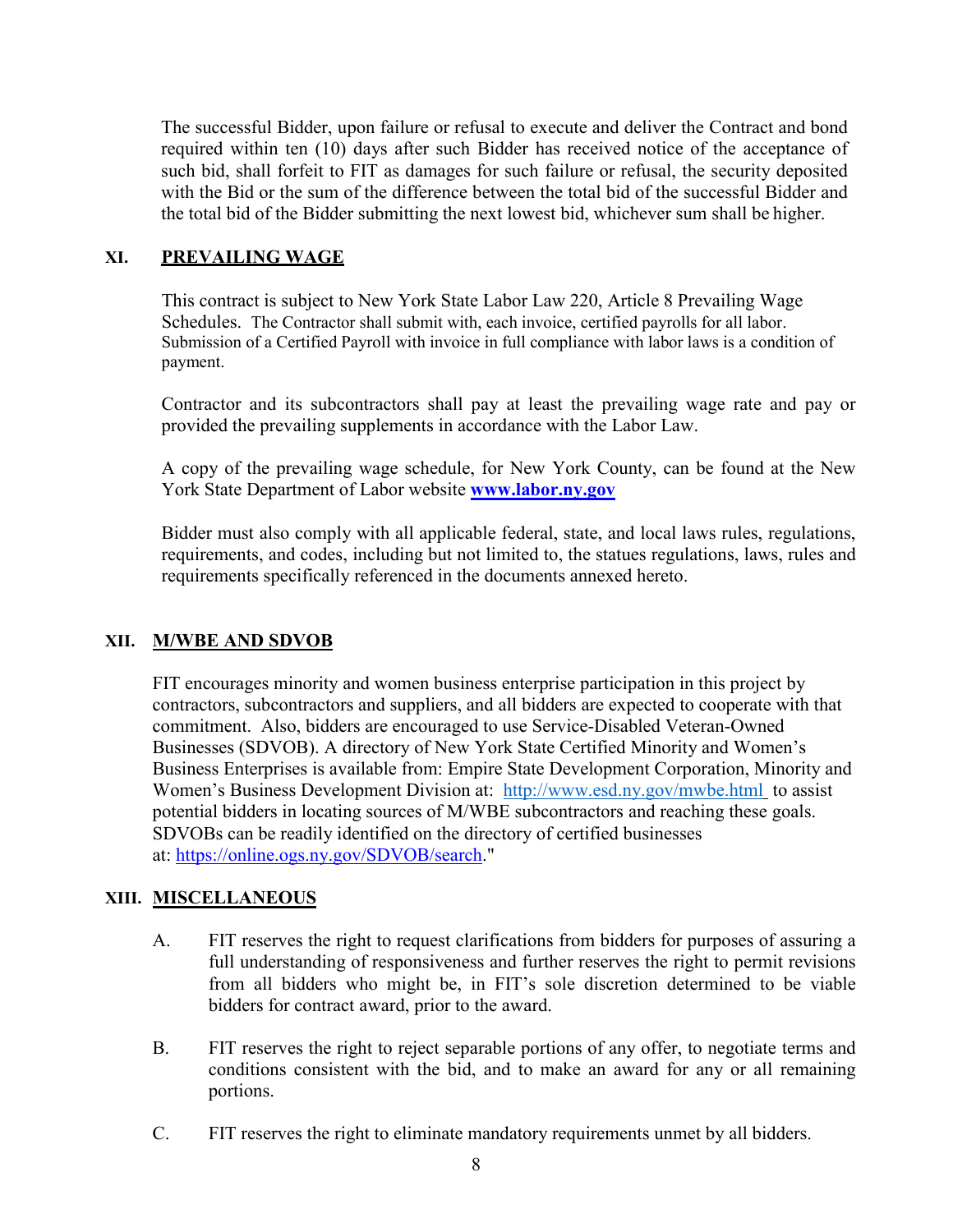The successful Bidder, upon failure or refusal to execute and deliver the Contract and bond required within ten (10) days after such Bidder has received notice of the acceptance of such bid, shall forfeit to FIT as damages for such failure or refusal, the security deposited with the Bid or the sum of the difference between the total bid of the successful Bidder and the total bid of the Bidder submitting the next lowest bid, whichever sum shall be higher.

## XI. PREVAILING WAGE

This contract is subject to New York State Labor Law 220, Article 8 Prevailing Wage Schedules. The Contractor shall submit with, each invoice, certified payrolls for all labor. Submission of a Certified Payroll with invoice in full compliance with labor laws is a condition of payment.

Contractor and its subcontractors shall pay at least the prevailing wage rate and pay or provided the prevailing supplements in accordance with the Labor Law.

A copy of the prevailing wage schedule, for New York County, can be found at the New York State Department of Labor website **www.labor.ny.gov**

Bidder must also comply with all applicable federal, state, and local laws rules, regulations, requirements, and codes, including but not limited to, the statues regulations, laws, rules and requirements specifically referenced in the documents annexed hereto.

## XII. M/WBE AND SDVOB

FIT encourages minority and women business enterprise participation in this project by contractors, subcontractors and suppliers, and all bidders are expected to cooperate with that commitment. Also, bidders are encouraged to use Service-Disabled Veteran-Owned Businesses (SDVOB). A directory of New York State Certified Minority and Women's Business Enterprises is available from: Empire State Development Corporation, Minority and Women's Business Development Division at: http://www.esd.ny.gov/mwbe.html to assist potential bidders in locating sources of M/WBE subcontractors and reaching these goals. SDVOBs can be readily identified on the directory of certified businesses at: https://online.ogs.ny.gov/SDVOB/search."

## XIII. MISCELLANEOUS

A. FIT reserves the right to request clarifications from bidders for purposes of assuring a full understanding of responsiveness and further reserves the right to permit revisions from all bidders who might be, in FIT's sole discretion determined to be viable bidders for contract award, prior to the award.

B. FIT reserves the right to reject separable portions of any offer, to negotiate terms and conditions consistent with the bid, and to make an award for any or all remaining portions.

C. FIT reserves the right to eliminate mandatory requirements unmet by all bidders.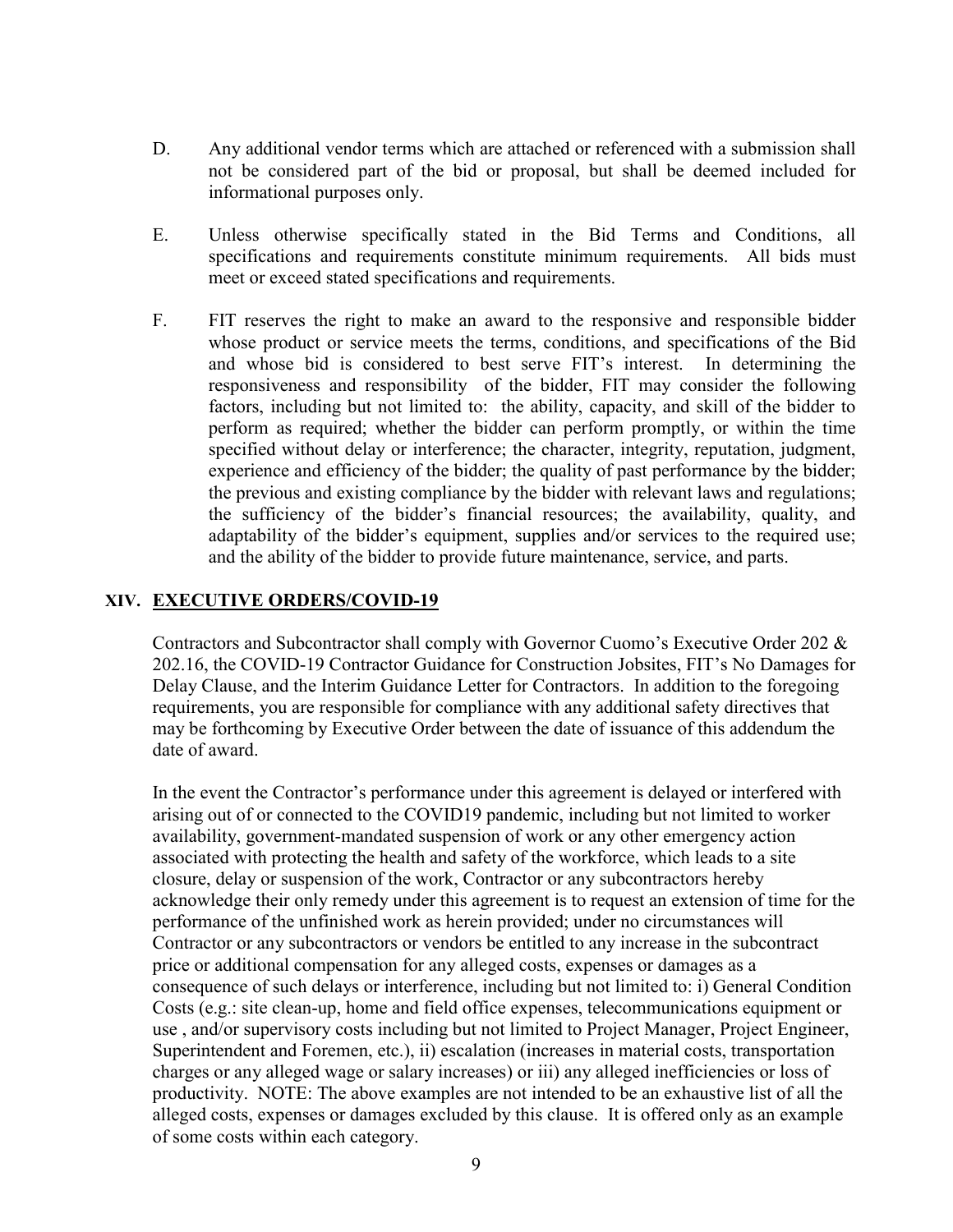D. Any additional vendor terms which are attached or referenced with a submission shall not be considered part of the bid or proposal, but shall be deemed included for informational purposes only.

E. Unless otherwise specifically stated in the Bid Terms and Conditions, all specifications and requirements constitute minimum requirements. All bids must meet or exceed stated specifications and requirements.

F. FIT reserves the right to make an award to the responsive and responsible bidder whose product or service meets the terms, conditions, and specifications of the Bid and whose bid is considered to best serve FIT's interest. In determining the responsiveness and responsibility of the bidder, FIT may consider the following factors, including but not limited to: the ability, capacity, and skill of the bidder to perform as required; whether the bidder can perform promptly, or within the time specified without delay or interference; the character, integrity, reputation, judgment, experience and efficiency of the bidder; the quality of past performance by the bidder; the previous and existing compliance by the bidder with relevant laws and regulations; the sufficiency of the bidder's financial resources; the availability, quality, and adaptability of the bidder's equipment, supplies and/or services to the required use; and the ability of the bidder to provide future maintenance, service, and parts.

## XIV. EXECUTIVE ORDERS/COVID-19

Contractors and Subcontractor shall comply with Governor Cuomo's Executive Order 202 & 202.16, the COVID-19 Contractor Guidance for Construction Jobsites, FIT's No Damages for Delay Clause, and the Interim Guidance Letter for Contractors. In addition to the foregoing requirements, you are responsible for compliance with any additional safety directives that may be forthcoming by Executive Order between the date of issuance of this addendum the date of award.

In the event the Contractor's performance under this agreement is delayed or interfered with arising out of or connected to the COVID19 pandemic, including but not limited to worker availability, government-mandated suspension of work or any other emergency action associated with protecting the health and safety of the workforce, which leads to a site closure, delay or suspension of the work, Contractor or any subcontractors hereby acknowledge their only remedy under this agreement is to request an extension of time for the performance of the unfinished work as herein provided; under no circumstances will Contractor or any subcontractors or vendors be entitled to any increase in the subcontract price or additional compensation for any alleged costs, expenses or damages as a consequence of such delays or interference, including but not limited to: i) General Condition Costs (e.g.: site clean-up, home and field office expenses, telecommunications equipment or use , and/or supervisory costs including but not limited to Project Manager, Project Engineer, Superintendent and Foremen, etc.), ii) escalation (increases in material costs, transportation charges or any alleged wage or salary increases) or iii) any alleged inefficiencies or loss of productivity. NOTE: The above examples are not intended to be an exhaustive list of all the alleged costs, expenses or damages excluded by this clause. It is offered only as an example of some costs within each category.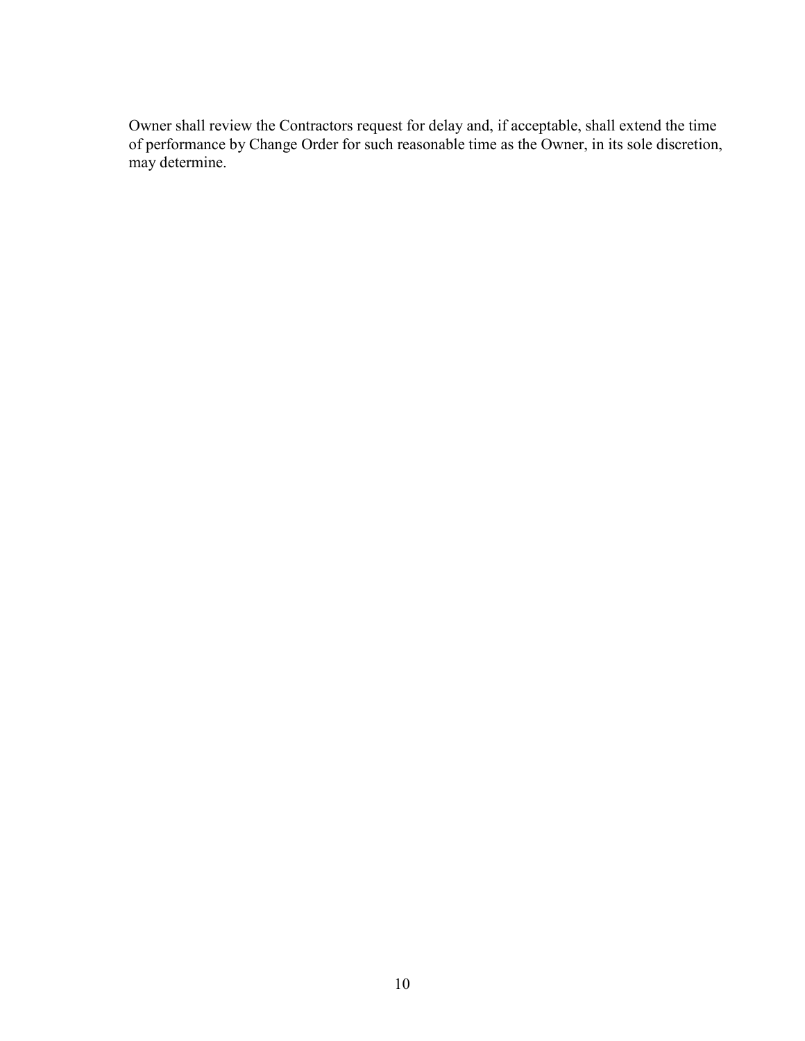Owner shall review the Contractors request for delay and, if acceptable, shall extend the time of performance by Change Order for such reasonable time as the Owner, in its sole discretion, may determine.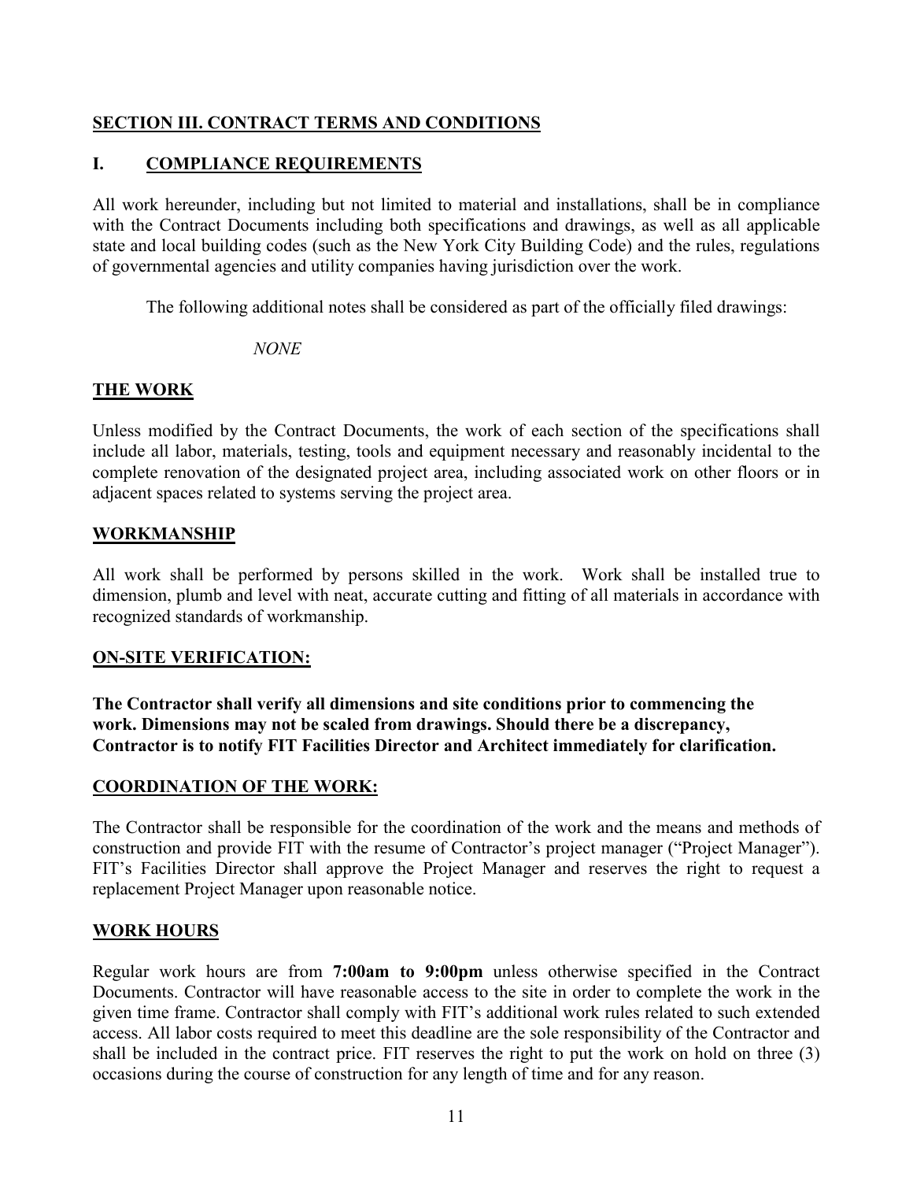## SECTION III. CONTRACT TERMS AND CONDITIONS

### I. COMPLIANCE REQUIREMENTS

All work hereunder, including but not limited to material and installations, shall be in compliance with the Contract Documents including both specifications and drawings, as well as all applicable state and local building codes (such as the New York City Building Code) and the rules, regulations of governmental agencies and utility companies having jurisdiction over the work.

The following additional notes shall be considered as part of the officially filed drawings:

*NONE*

### THE WORK

Unless modified by the Contract Documents, the work of each section of the specifications shall include all labor, materials, testing, tools and equipment necessary and reasonably incidental to the complete renovation of the designated project area, including associated work on other floors or in adjacent spaces related to systems serving the project area.

### WORKMANSHIP

All work shall be performed by persons skilled in the work. Work shall be installed true to dimension, plumb and level with neat, accurate cutting and fitting of all materials in accordance with recognized standards of workmanship.

### ON-SITE VERIFICATION:

**The Contractor shall verify all dimensions and site conditions prior to commencing the work. Dimensions may not be scaled from drawings. Should there be a discrepancy, Contractor is to notify FIT Facilities Director and Architect immediately for clarification.**

### COORDINATION OF THE WORK:

The Contractor shall be responsible for the coordination of the work and the means and methods of construction and provide FIT with the resume of Contractor's project manager ("Project Manager"). FIT's Facilities Director shall approve the Project Manager and reserves the right to request a replacement Project Manager upon reasonable notice.

### WORK HOURS

Regular work hours are from **7:00am to 9:00pm** unless otherwise specified in the Contract Documents. Contractor will have reasonable access to the site in order to complete the work in the given time frame. Contractor shall comply with FIT's additional work rules related to such extended access. All labor costs required to meet this deadline are the sole responsibility of the Contractor and shall be included in the contract price. FIT reserves the right to put the work on hold on three (3) occasions during the course of construction for any length of time and for any reason.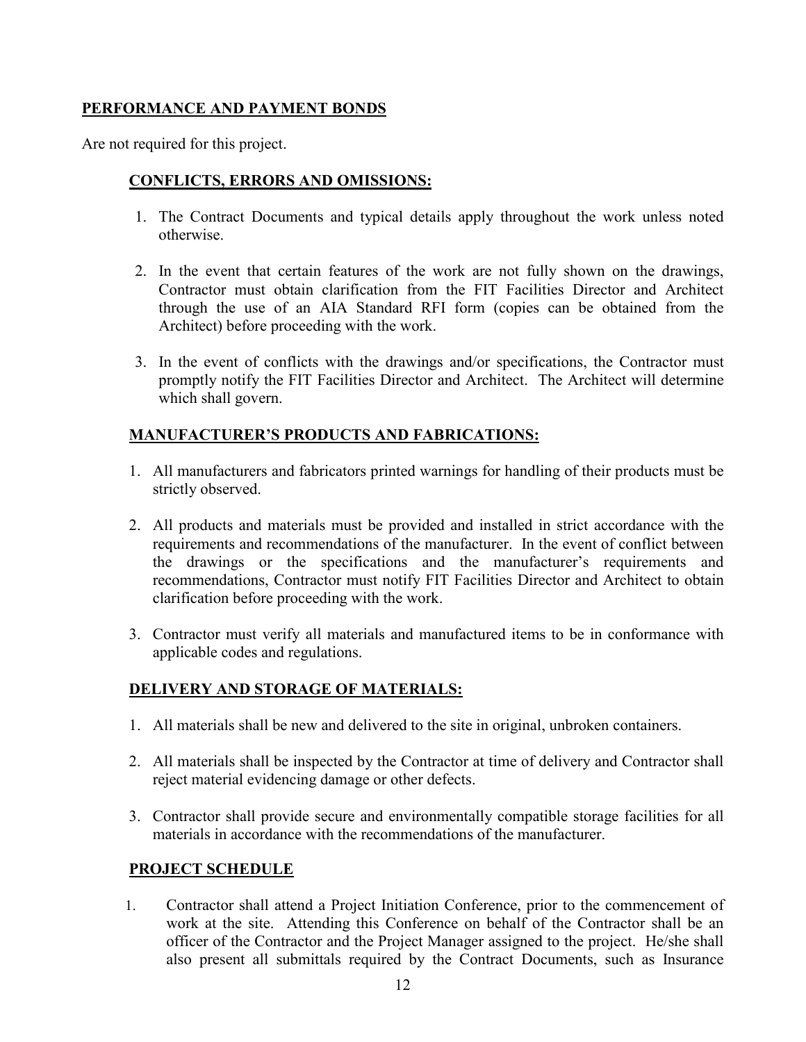## PERFORMANCE AND PAYMENT BONDS

Are not required for this project.

## CONFLICTS, ERRORS AND OMISSIONS:

1. The Contract Documents and typical details apply throughout the work unless noted otherwise.
2. In the event that certain features of the work are not fully shown on the drawings, Contractor must obtain clarification from the FIT Facilities Director and Architect through the use of an AIA Standard RFI form (copies can be obtained from the Architect) before proceeding with the work.
3. In the event of conflicts with the drawings and/or specifications, the Contractor must promptly notify the FIT Facilities Director and Architect. The Architect will determine which shall govern.

## MANUFACTURER'S PRODUCTS AND FABRICATIONS:

1. All manufacturers and fabricators printed warnings for handling of their products must be strictly observed.
2. All products and materials must be provided and installed in strict accordance with the requirements and recommendations of the manufacturer. In the event of conflict between the drawings or the specifications and the manufacturer's requirements and recommendations, Contractor must notify FIT Facilities Director and Architect to obtain clarification before proceeding with the work.
3. Contractor must verify all materials and manufactured items to be in conformance with applicable codes and regulations.

## DELIVERY AND STORAGE OF MATERIALS:

1. All materials shall be new and delivered to the site in original, unbroken containers.
2. All materials shall be inspected by the Contractor at time of delivery and Contractor shall reject material evidencing damage or other defects.
3. Contractor shall provide secure and environmentally compatible storage facilities for all materials in accordance with the recommendations of the manufacturer.

## PROJECT SCHEDULE

1. Contractor shall attend a Project Initiation Conference, prior to the commencement of work at the site. Attending this Conference on behalf of the Contractor shall be an officer of the Contractor and the Project Manager assigned to the project. He/she shall also present all submittals required by the Contract Documents, such as Insurance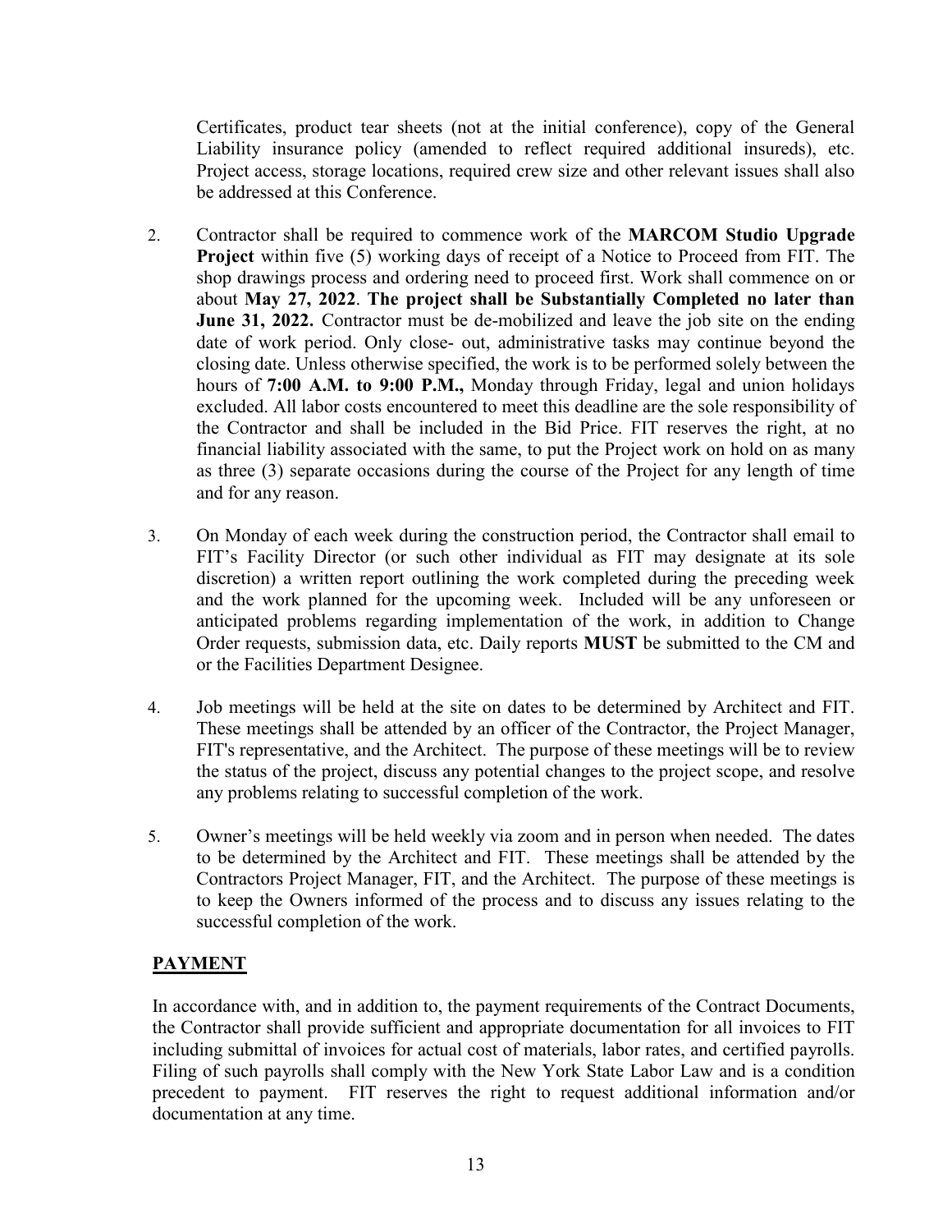Certificates, product tear sheets (not at the initial conference), copy of the General Liability insurance policy (amended to reflect required additional insureds), etc. Project access, storage locations, required crew size and other relevant issues shall also be addressed at this Conference.

2. Contractor shall be required to commence work of the **MARCOM Studio Upgrade Project** within five (5) working days of receipt of a Notice to Proceed from FIT. The shop drawings process and ordering need to proceed first. Work shall commence on or about **May 27, 2022**. **The project shall be Substantially Completed no later than June 31, 2022.** Contractor must be de-mobilized and leave the job site on the ending date of work period. Only close- out, administrative tasks may continue beyond the closing date. Unless otherwise specified, the work is to be performed solely between the hours of **7:00 A.M. to 9:00 P.M.,** Monday through Friday, legal and union holidays excluded. All labor costs encountered to meet this deadline are the sole responsibility of the Contractor and shall be included in the Bid Price. FIT reserves the right, at no financial liability associated with the same, to put the Project work on hold on as many as three (3) separate occasions during the course of the Project for any length of time and for any reason.

3. On Monday of each week during the construction period, the Contractor shall email to FIT's Facility Director (or such other individual as FIT may designate at its sole discretion) a written report outlining the work completed during the preceding week and the work planned for the upcoming week. Included will be any unforeseen or anticipated problems regarding implementation of the work, in addition to Change Order requests, submission data, etc. Daily reports **MUST** be submitted to the CM and or the Facilities Department Designee.

4. Job meetings will be held at the site on dates to be determined by Architect and FIT. These meetings shall be attended by an officer of the Contractor, the Project Manager, FIT's representative, and the Architect. The purpose of these meetings will be to review the status of the project, discuss any potential changes to the project scope, and resolve any problems relating to successful completion of the work.

5. Owner's meetings will be held weekly via zoom and in person when needed. The dates to be determined by the Architect and FIT. These meetings shall be attended by the Contractors Project Manager, FIT, and the Architect. The purpose of these meetings is to keep the Owners informed of the process and to discuss any issues relating to the successful completion of the work.

## PAYMENT

In accordance with, and in addition to, the payment requirements of the Contract Documents, the Contractor shall provide sufficient and appropriate documentation for all invoices to FIT including submittal of invoices for actual cost of materials, labor rates, and certified payrolls. Filing of such payrolls shall comply with the New York State Labor Law and is a condition precedent to payment. FIT reserves the right to request additional information and/or documentation at any time.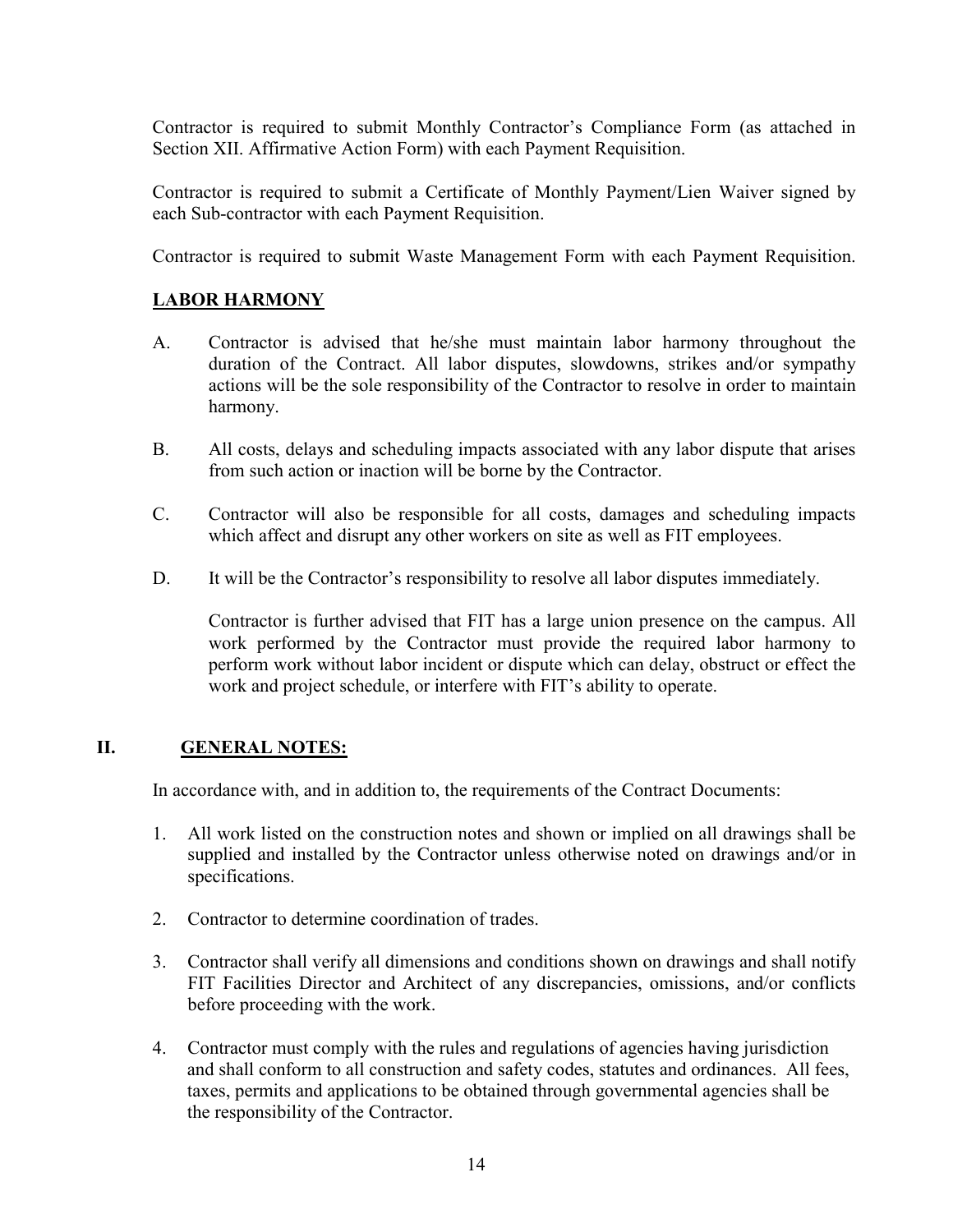Contractor is required to submit Monthly Contractor's Compliance Form (as attached in Section XII. Affirmative Action Form) with each Payment Requisition.

Contractor is required to submit a Certificate of Monthly Payment/Lien Waiver signed by each Sub-contractor with each Payment Requisition.

Contractor is required to submit Waste Management Form with each Payment Requisition.

**LABOR HARMONY**

A. Contractor is advised that he/she must maintain labor harmony throughout the duration of the Contract. All labor disputes, slowdowns, strikes and/or sympathy actions will be the sole responsibility of the Contractor to resolve in order to maintain harmony.

B. All costs, delays and scheduling impacts associated with any labor dispute that arises from such action or inaction will be borne by the Contractor.

C. Contractor will also be responsible for all costs, damages and scheduling impacts which affect and disrupt any other workers on site as well as FIT employees.

D. It will be the Contractor's responsibility to resolve all labor disputes immediately.

Contractor is further advised that FIT has a large union presence on the campus. All work performed by the Contractor must provide the required labor harmony to perform work without labor incident or dispute which can delay, obstruct or effect the work and project schedule, or interfere with FIT's ability to operate.

## II. GENERAL NOTES:

In accordance with, and in addition to, the requirements of the Contract Documents:

1. All work listed on the construction notes and shown or implied on all drawings shall be supplied and installed by the Contractor unless otherwise noted on drawings and/or in specifications.
2. Contractor to determine coordination of trades.
3. Contractor shall verify all dimensions and conditions shown on drawings and shall notify FIT Facilities Director and Architect of any discrepancies, omissions, and/or conflicts before proceeding with the work.
4. Contractor must comply with the rules and regulations of agencies having jurisdiction and shall conform to all construction and safety codes, statutes and ordinances. All fees, taxes, permits and applications to be obtained through governmental agencies shall be the responsibility of the Contractor.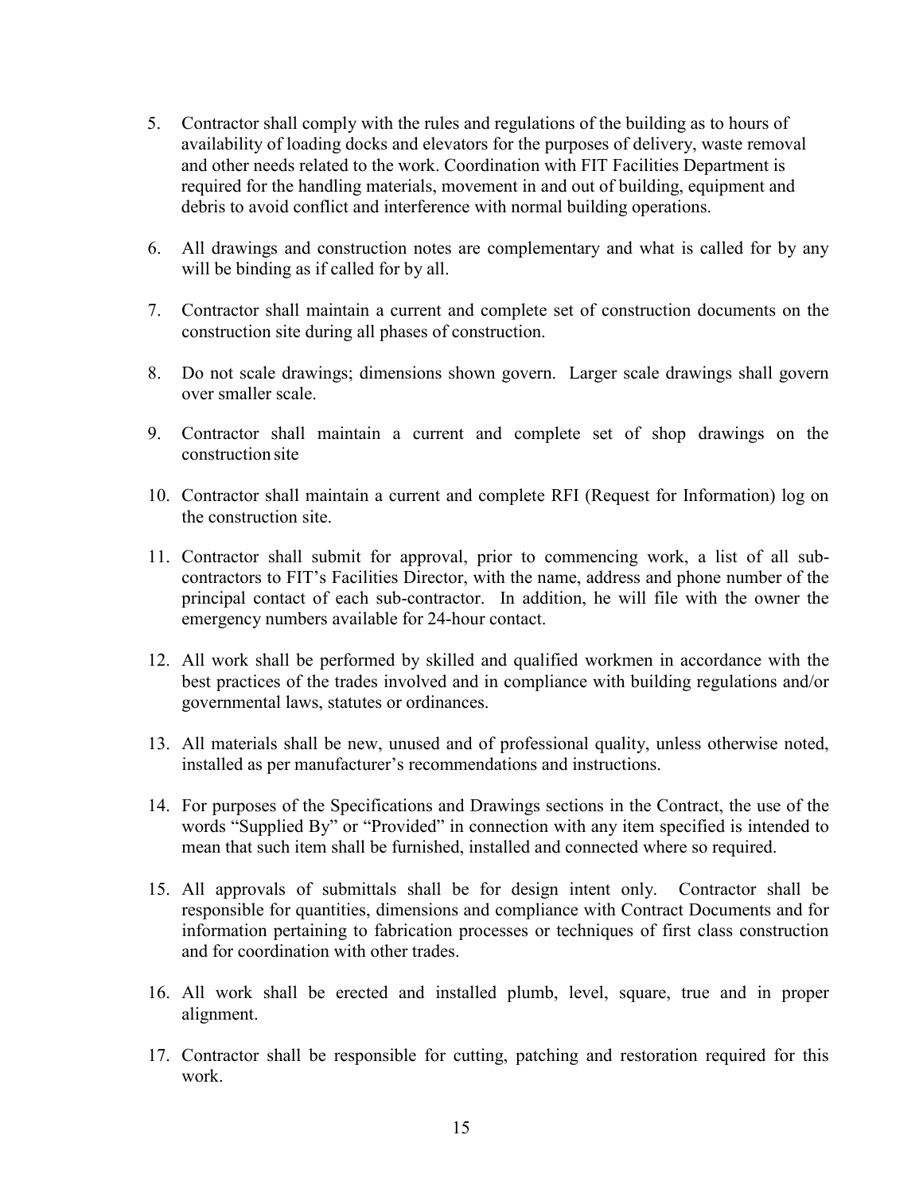5. Contractor shall comply with the rules and regulations of the building as to hours of availability of loading docks and elevators for the purposes of delivery, waste removal and other needs related to the work. Coordination with FIT Facilities Department is required for the handling materials, movement in and out of building, equipment and debris to avoid conflict and interference with normal building operations.

6. All drawings and construction notes are complementary and what is called for by any will be binding as if called for by all.

7. Contractor shall maintain a current and complete set of construction documents on the construction site during all phases of construction.

8. Do not scale drawings; dimensions shown govern. Larger scale drawings shall govern over smaller scale.

9. Contractor shall maintain a current and complete set of shop drawings on the construction site

10. Contractor shall maintain a current and complete RFI (Request for Information) log on the construction site.

11. Contractor shall submit for approval, prior to commencing work, a list of all sub-contractors to FIT's Facilities Director, with the name, address and phone number of the principal contact of each sub-contractor. In addition, he will file with the owner the emergency numbers available for 24-hour contact.

12. All work shall be performed by skilled and qualified workmen in accordance with the best practices of the trades involved and in compliance with building regulations and/or governmental laws, statutes or ordinances.

13. All materials shall be new, unused and of professional quality, unless otherwise noted, installed as per manufacturer's recommendations and instructions.

14. For purposes of the Specifications and Drawings sections in the Contract, the use of the words "Supplied By" or "Provided" in connection with any item specified is intended to mean that such item shall be furnished, installed and connected where so required.

15. All approvals of submittals shall be for design intent only. Contractor shall be responsible for quantities, dimensions and compliance with Contract Documents and for information pertaining to fabrication processes or techniques of first class construction and for coordination with other trades.

16. All work shall be erected and installed plumb, level, square, true and in proper alignment.

17. Contractor shall be responsible for cutting, patching and restoration required for this work.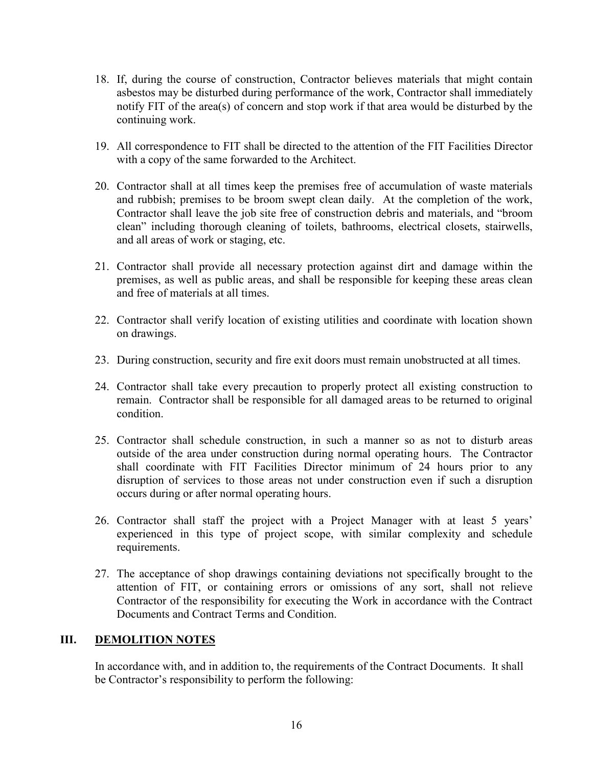18. If, during the course of construction, Contractor believes materials that might contain asbestos may be disturbed during performance of the work, Contractor shall immediately notify FIT of the area(s) of concern and stop work if that area would be disturbed by the continuing work.

19. All correspondence to FIT shall be directed to the attention of the FIT Facilities Director with a copy of the same forwarded to the Architect.

20. Contractor shall at all times keep the premises free of accumulation of waste materials and rubbish; premises to be broom swept clean daily. At the completion of the work, Contractor shall leave the job site free of construction debris and materials, and "broom clean" including thorough cleaning of toilets, bathrooms, electrical closets, stairwells, and all areas of work or staging, etc.

21. Contractor shall provide all necessary protection against dirt and damage within the premises, as well as public areas, and shall be responsible for keeping these areas clean and free of materials at all times.

22. Contractor shall verify location of existing utilities and coordinate with location shown on drawings.

23. During construction, security and fire exit doors must remain unobstructed at all times.

24. Contractor shall take every precaution to properly protect all existing construction to remain. Contractor shall be responsible for all damaged areas to be returned to original condition.

25. Contractor shall schedule construction, in such a manner so as not to disturb areas outside of the area under construction during normal operating hours. The Contractor shall coordinate with FIT Facilities Director minimum of 24 hours prior to any disruption of services to those areas not under construction even if such a disruption occurs during or after normal operating hours.

26. Contractor shall staff the project with a Project Manager with at least 5 years' experienced in this type of project scope, with similar complexity and schedule requirements.

27. The acceptance of shop drawings containing deviations not specifically brought to the attention of FIT, or containing errors or omissions of any sort, shall not relieve Contractor of the responsibility for executing the Work in accordance with the Contract Documents and Contract Terms and Condition.

## III. <u>DEMOLITION NOTES</u>

In accordance with, and in addition to, the requirements of the Contract Documents. It shall be Contractor's responsibility to perform the following: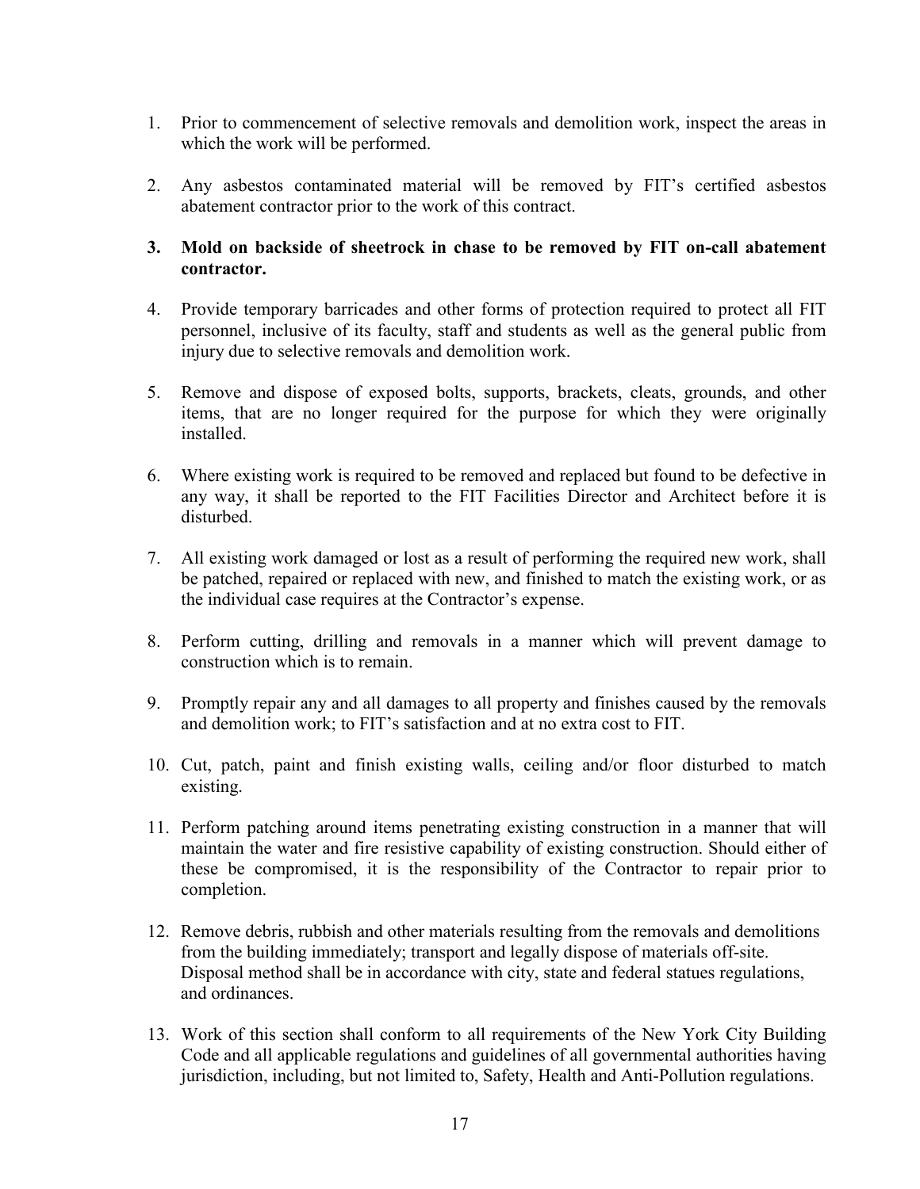1. Prior to commencement of selective removals and demolition work, inspect the areas in which the work will be performed.

2. Any asbestos contaminated material will be removed by FIT's certified asbestos abatement contractor prior to the work of this contract.

3. **Mold on backside of sheetrock in chase to be removed by FIT on-call abatement contractor.**

4. Provide temporary barricades and other forms of protection required to protect all FIT personnel, inclusive of its faculty, staff and students as well as the general public from injury due to selective removals and demolition work.

5. Remove and dispose of exposed bolts, supports, brackets, cleats, grounds, and other items, that are no longer required for the purpose for which they were originally installed.

6. Where existing work is required to be removed and replaced but found to be defective in any way, it shall be reported to the FIT Facilities Director and Architect before it is disturbed.

7. All existing work damaged or lost as a result of performing the required new work, shall be patched, repaired or replaced with new, and finished to match the existing work, or as the individual case requires at the Contractor's expense.

8. Perform cutting, drilling and removals in a manner which will prevent damage to construction which is to remain.

9. Promptly repair any and all damages to all property and finishes caused by the removals and demolition work; to FIT's satisfaction and at no extra cost to FIT.

10. Cut, patch, paint and finish existing walls, ceiling and/or floor disturbed to match existing.

11. Perform patching around items penetrating existing construction in a manner that will maintain the water and fire resistive capability of existing construction. Should either of these be compromised, it is the responsibility of the Contractor to repair prior to completion.

12. Remove debris, rubbish and other materials resulting from the removals and demolitions from the building immediately; transport and legally dispose of materials off-site. Disposal method shall be in accordance with city, state and federal statues regulations, and ordinances.

13. Work of this section shall conform to all requirements of the New York City Building Code and all applicable regulations and guidelines of all governmental authorities having jurisdiction, including, but not limited to, Safety, Health and Anti-Pollution regulations.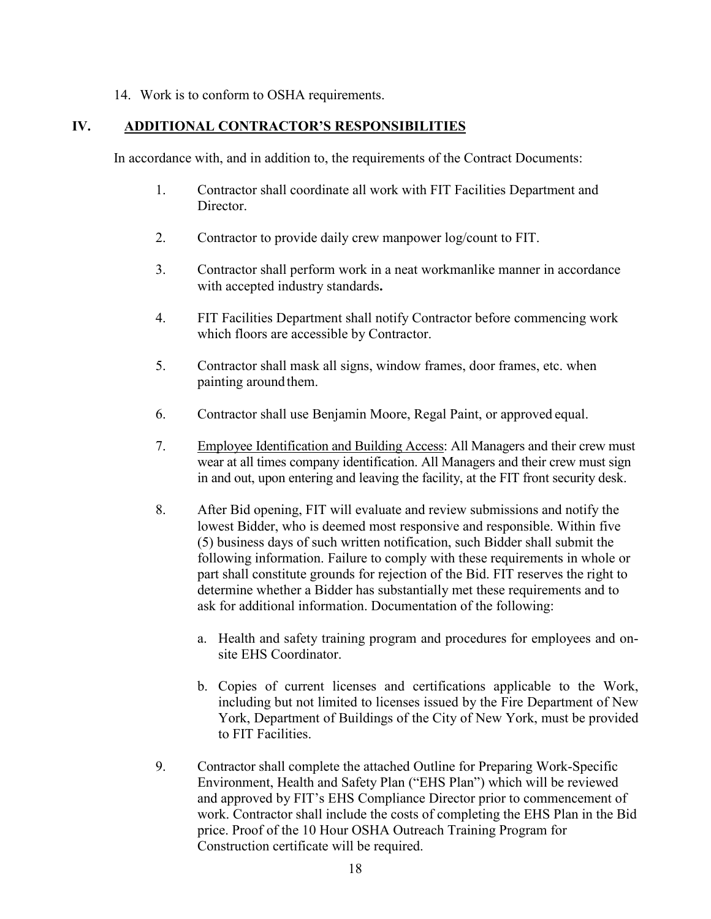14. Work is to conform to OSHA requirements.

## IV. ADDITIONAL CONTRACTOR'S RESPONSIBILITIES

In accordance with, and in addition to, the requirements of the Contract Documents:

1. Contractor shall coordinate all work with FIT Facilities Department and Director.

2. Contractor to provide daily crew manpower log/count to FIT.

3. Contractor shall perform work in a neat workmanlike manner in accordance with accepted industry standards**.**

4. FIT Facilities Department shall notify Contractor before commencing work which floors are accessible by Contractor.

5. Contractor shall mask all signs, window frames, door frames, etc. when painting around them.

6. Contractor shall use Benjamin Moore, Regal Paint, or approved equal.

7. <u>Employee Identification and Building Access</u>: All Managers and their crew must wear at all times company identification. All Managers and their crew must sign in and out, upon entering and leaving the facility, at the FIT front security desk.

8. After Bid opening, FIT will evaluate and review submissions and notify the lowest Bidder, who is deemed most responsive and responsible. Within five (5) business days of such written notification, such Bidder shall submit the following information. Failure to comply with these requirements in whole or part shall constitute grounds for rejection of the Bid. FIT reserves the right to determine whether a Bidder has substantially met these requirements and to ask for additional information. Documentation of the following:

   a. Health and safety training program and procedures for employees and on-site EHS Coordinator.

   b. Copies of current licenses and certifications applicable to the Work, including but not limited to licenses issued by the Fire Department of New York, Department of Buildings of the City of New York, must be provided to FIT Facilities.

9. Contractor shall complete the attached Outline for Preparing Work-Specific Environment, Health and Safety Plan ("EHS Plan") which will be reviewed and approved by FIT's EHS Compliance Director prior to commencement of work. Contractor shall include the costs of completing the EHS Plan in the Bid price. Proof of the 10 Hour OSHA Outreach Training Program for Construction certificate will be required.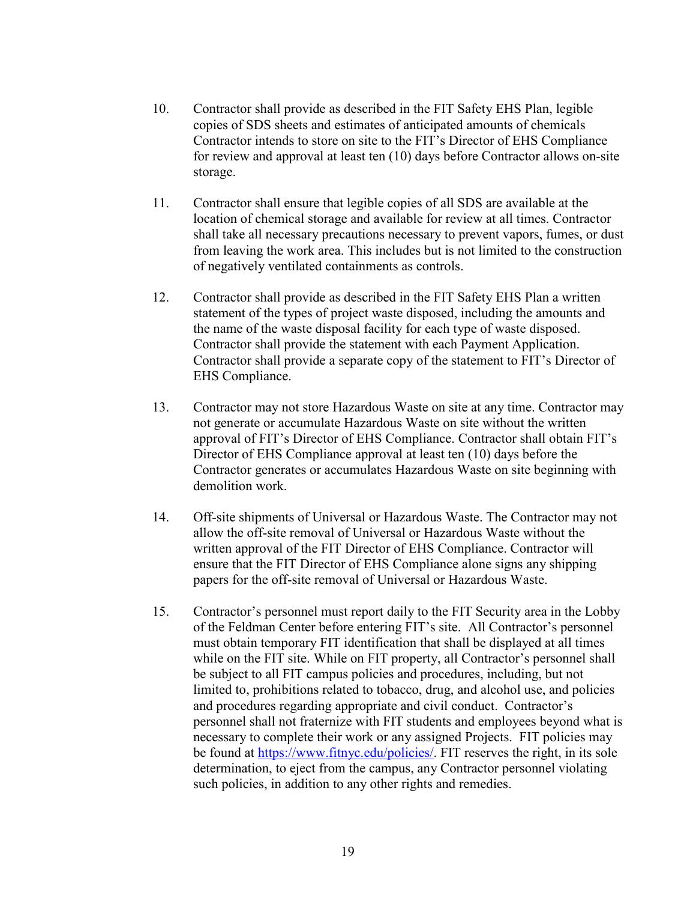10. Contractor shall provide as described in the FIT Safety EHS Plan, legible copies of SDS sheets and estimates of anticipated amounts of chemicals Contractor intends to store on site to the FIT's Director of EHS Compliance for review and approval at least ten (10) days before Contractor allows on-site storage.

11. Contractor shall ensure that legible copies of all SDS are available at the location of chemical storage and available for review at all times. Contractor shall take all necessary precautions necessary to prevent vapors, fumes, or dust from leaving the work area. This includes but is not limited to the construction of negatively ventilated containments as controls.

12. Contractor shall provide as described in the FIT Safety EHS Plan a written statement of the types of project waste disposed, including the amounts and the name of the waste disposal facility for each type of waste disposed. Contractor shall provide the statement with each Payment Application. Contractor shall provide a separate copy of the statement to FIT's Director of EHS Compliance.

13. Contractor may not store Hazardous Waste on site at any time. Contractor may not generate or accumulate Hazardous Waste on site without the written approval of FIT's Director of EHS Compliance. Contractor shall obtain FIT's Director of EHS Compliance approval at least ten (10) days before the Contractor generates or accumulates Hazardous Waste on site beginning with demolition work.

14. Off-site shipments of Universal or Hazardous Waste. The Contractor may not allow the off-site removal of Universal or Hazardous Waste without the written approval of the FIT Director of EHS Compliance. Contractor will ensure that the FIT Director of EHS Compliance alone signs any shipping papers for the off-site removal of Universal or Hazardous Waste.

15. Contractor's personnel must report daily to the FIT Security area in the Lobby of the Feldman Center before entering FIT's site. All Contractor's personnel must obtain temporary FIT identification that shall be displayed at all times while on the FIT site. While on FIT property, all Contractor's personnel shall be subject to all FIT campus policies and procedures, including, but not limited to, prohibitions related to tobacco, drug, and alcohol use, and policies and procedures regarding appropriate and civil conduct. Contractor's personnel shall not fraternize with FIT students and employees beyond what is necessary to complete their work or any assigned Projects. FIT policies may be found at [https://www.fitnyc.edu/policies/](https://www.fitnyc.edu/policies/). FIT reserves the right, in its sole determination, to eject from the campus, any Contractor personnel violating such policies, in addition to any other rights and remedies.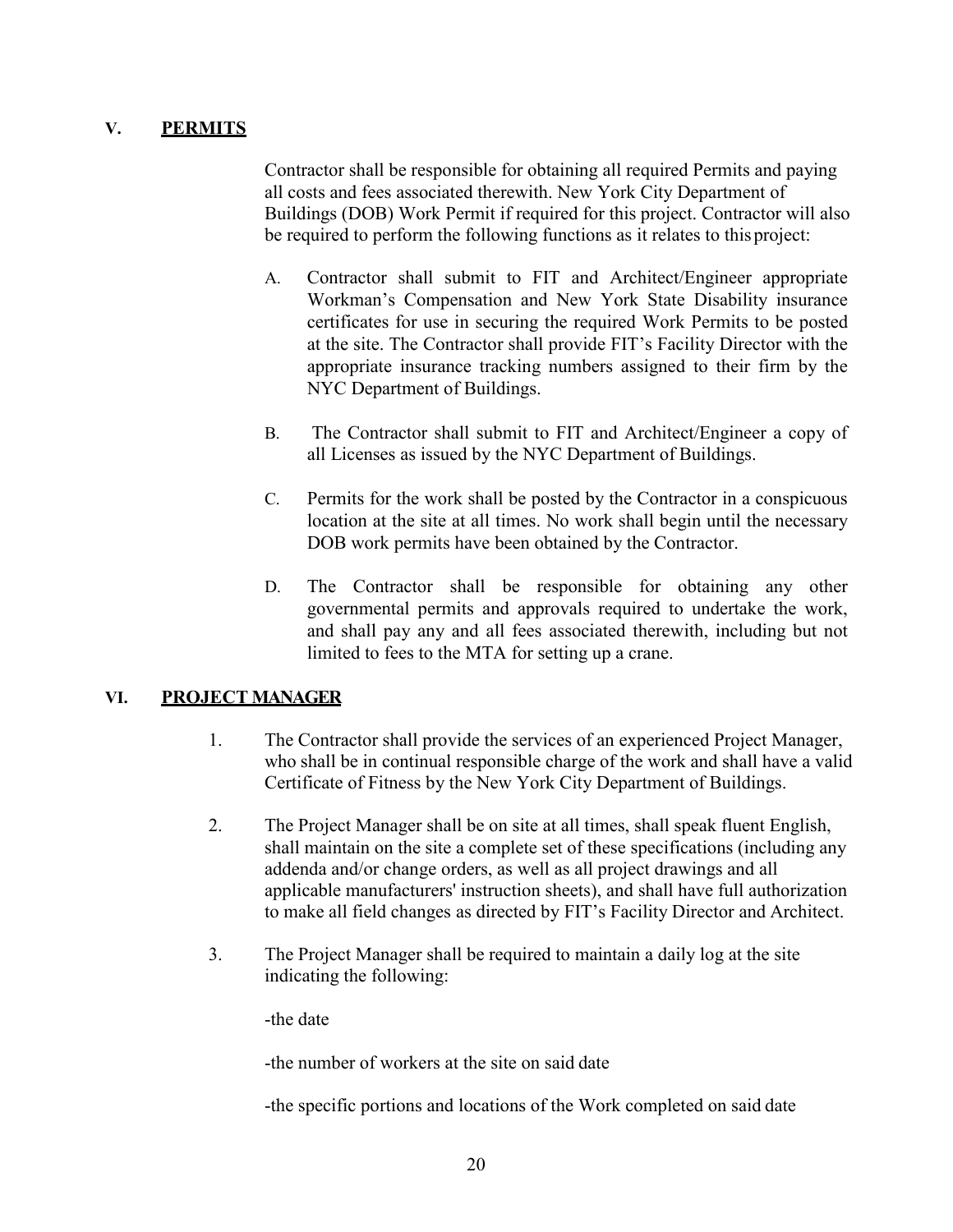## V. PERMITS

Contractor shall be responsible for obtaining all required Permits and paying all costs and fees associated therewith. New York City Department of Buildings (DOB) Work Permit if required for this project. Contractor will also be required to perform the following functions as it relates to this project:

A. Contractor shall submit to FIT and Architect/Engineer appropriate Workman's Compensation and New York State Disability insurance certificates for use in securing the required Work Permits to be posted at the site. The Contractor shall provide FIT's Facility Director with the appropriate insurance tracking numbers assigned to their firm by the NYC Department of Buildings.

B. The Contractor shall submit to FIT and Architect/Engineer a copy of all Licenses as issued by the NYC Department of Buildings.

C. Permits for the work shall be posted by the Contractor in a conspicuous location at the site at all times. No work shall begin until the necessary DOB work permits have been obtained by the Contractor.

D. The Contractor shall be responsible for obtaining any other governmental permits and approvals required to undertake the work, and shall pay any and all fees associated therewith, including but not limited to fees to the MTA for setting up a crane.

## VI. PROJECT MANAGER

1. The Contractor shall provide the services of an experienced Project Manager, who shall be in continual responsible charge of the work and shall have a valid Certificate of Fitness by the New York City Department of Buildings.

2. The Project Manager shall be on site at all times, shall speak fluent English, shall maintain on the site a complete set of these specifications (including any addenda and/or change orders, as well as all project drawings and all applicable manufacturers' instruction sheets), and shall have full authorization to make all field changes as directed by FIT's Facility Director and Architect.

3. The Project Manager shall be required to maintain a daily log at the site indicating the following:

   -the date

   -the number of workers at the site on said date

   -the specific portions and locations of the Work completed on said date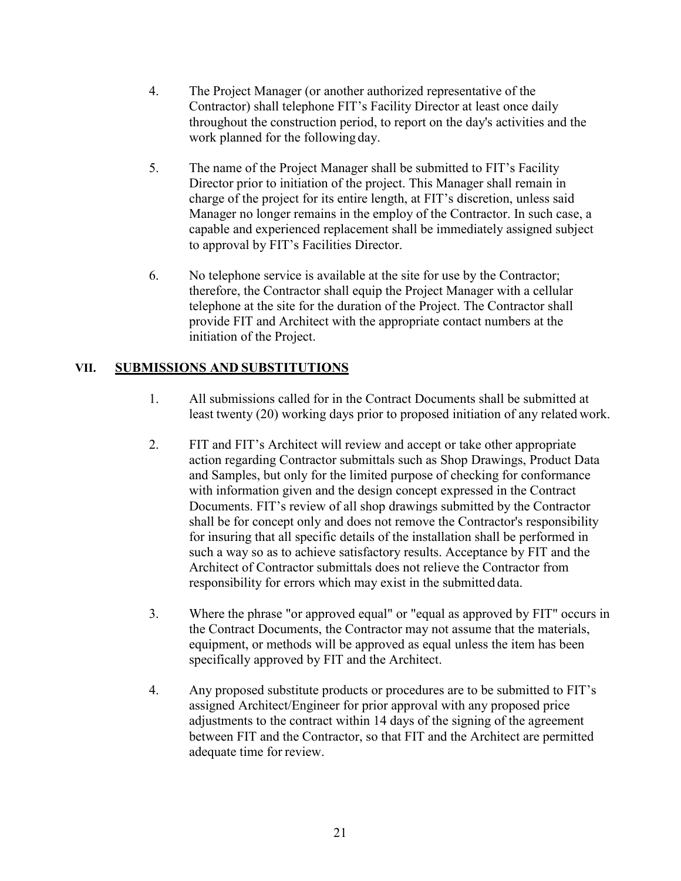4. The Project Manager (or another authorized representative of the Contractor) shall telephone FIT's Facility Director at least once daily throughout the construction period, to report on the day's activities and the work planned for the following day.

5. The name of the Project Manager shall be submitted to FIT's Facility Director prior to initiation of the project. This Manager shall remain in charge of the project for its entire length, at FIT's discretion, unless said Manager no longer remains in the employ of the Contractor. In such case, a capable and experienced replacement shall be immediately assigned subject to approval by FIT's Facilities Director.

6. No telephone service is available at the site for use by the Contractor; therefore, the Contractor shall equip the Project Manager with a cellular telephone at the site for the duration of the Project. The Contractor shall provide FIT and Architect with the appropriate contact numbers at the initiation of the Project.

## VII. <u>SUBMISSIONS AND SUBSTITUTIONS</u>

1. All submissions called for in the Contract Documents shall be submitted at least twenty (20) working days prior to proposed initiation of any related work.

2. FIT and FIT's Architect will review and accept or take other appropriate action regarding Contractor submittals such as Shop Drawings, Product Data and Samples, but only for the limited purpose of checking for conformance with information given and the design concept expressed in the Contract Documents. FIT's review of all shop drawings submitted by the Contractor shall be for concept only and does not remove the Contractor's responsibility for insuring that all specific details of the installation shall be performed in such a way so as to achieve satisfactory results. Acceptance by FIT and the Architect of Contractor submittals does not relieve the Contractor from responsibility for errors which may exist in the submitted data.

3. Where the phrase "or approved equal" or "equal as approved by FIT" occurs in the Contract Documents, the Contractor may not assume that the materials, equipment, or methods will be approved as equal unless the item has been specifically approved by FIT and the Architect.

4. Any proposed substitute products or procedures are to be submitted to FIT's assigned Architect/Engineer for prior approval with any proposed price adjustments to the contract within 14 days of the signing of the agreement between FIT and the Contractor, so that FIT and the Architect are permitted adequate time for review.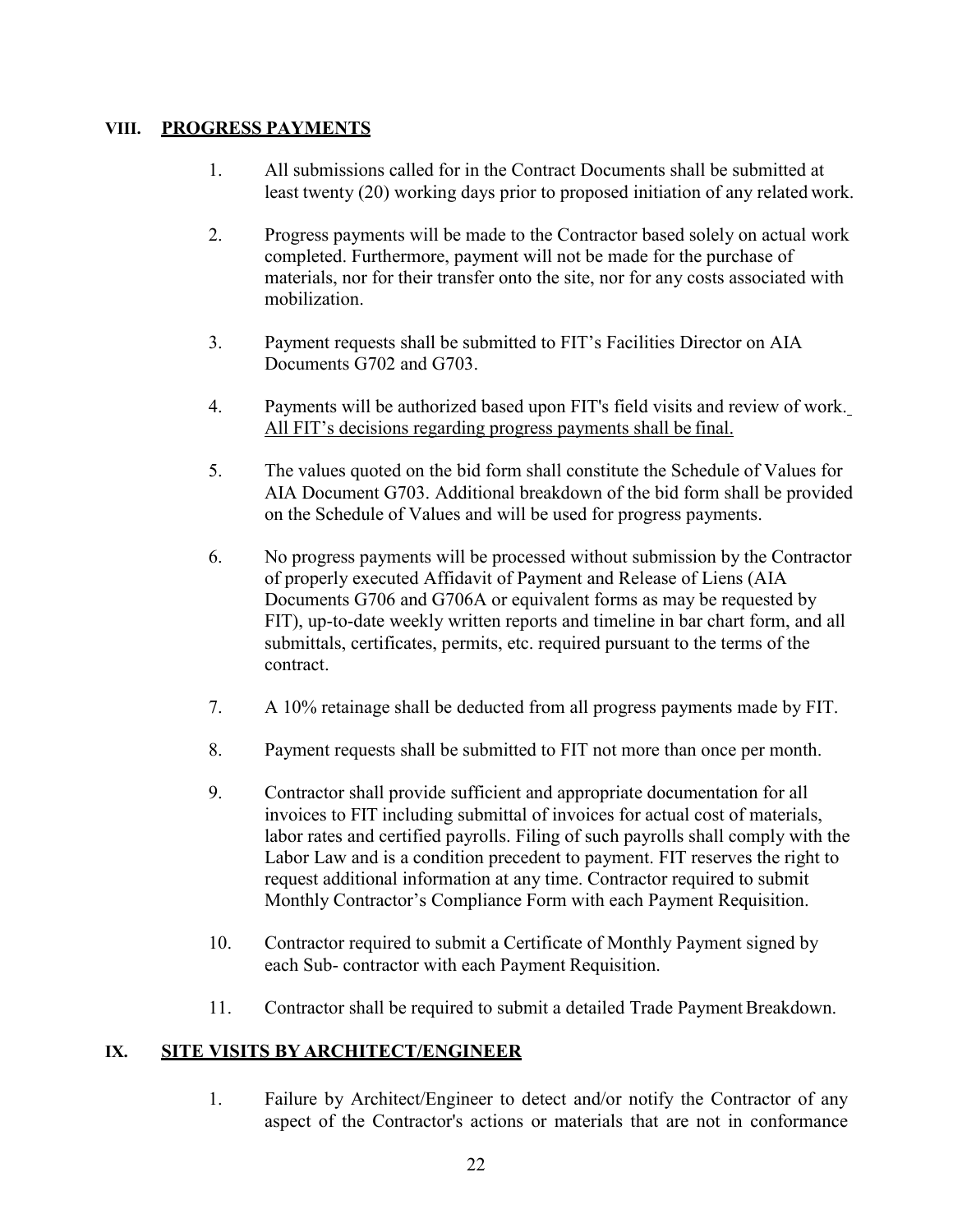## VIII. PROGRESS PAYMENTS

1. All submissions called for in the Contract Documents shall be submitted at least twenty (20) working days prior to proposed initiation of any related work.

2. Progress payments will be made to the Contractor based solely on actual work completed. Furthermore, payment will not be made for the purchase of materials, nor for their transfer onto the site, nor for any costs associated with mobilization.

3. Payment requests shall be submitted to FIT's Facilities Director on AIA Documents G702 and G703.

4. Payments will be authorized based upon FIT's field visits and review of work. All FIT's decisions regarding progress payments shall be final.

5. The values quoted on the bid form shall constitute the Schedule of Values for AIA Document G703. Additional breakdown of the bid form shall be provided on the Schedule of Values and will be used for progress payments.

6. No progress payments will be processed without submission by the Contractor of properly executed Affidavit of Payment and Release of Liens (AIA Documents G706 and G706A or equivalent forms as may be requested by FIT), up-to-date weekly written reports and timeline in bar chart form, and all submittals, certificates, permits, etc. required pursuant to the terms of the contract.

7. A 10% retainage shall be deducted from all progress payments made by FIT.

8. Payment requests shall be submitted to FIT not more than once per month.

9. Contractor shall provide sufficient and appropriate documentation for all invoices to FIT including submittal of invoices for actual cost of materials, labor rates and certified payrolls. Filing of such payrolls shall comply with the Labor Law and is a condition precedent to payment. FIT reserves the right to request additional information at any time. Contractor required to submit Monthly Contractor's Compliance Form with each Payment Requisition.

10. Contractor required to submit a Certificate of Monthly Payment signed by each Sub- contractor with each Payment Requisition.

11. Contractor shall be required to submit a detailed Trade Payment Breakdown.

## IX. SITE VISITS BY ARCHITECT/ENGINEER

1. Failure by Architect/Engineer to detect and/or notify the Contractor of any aspect of the Contractor's actions or materials that are not in conformance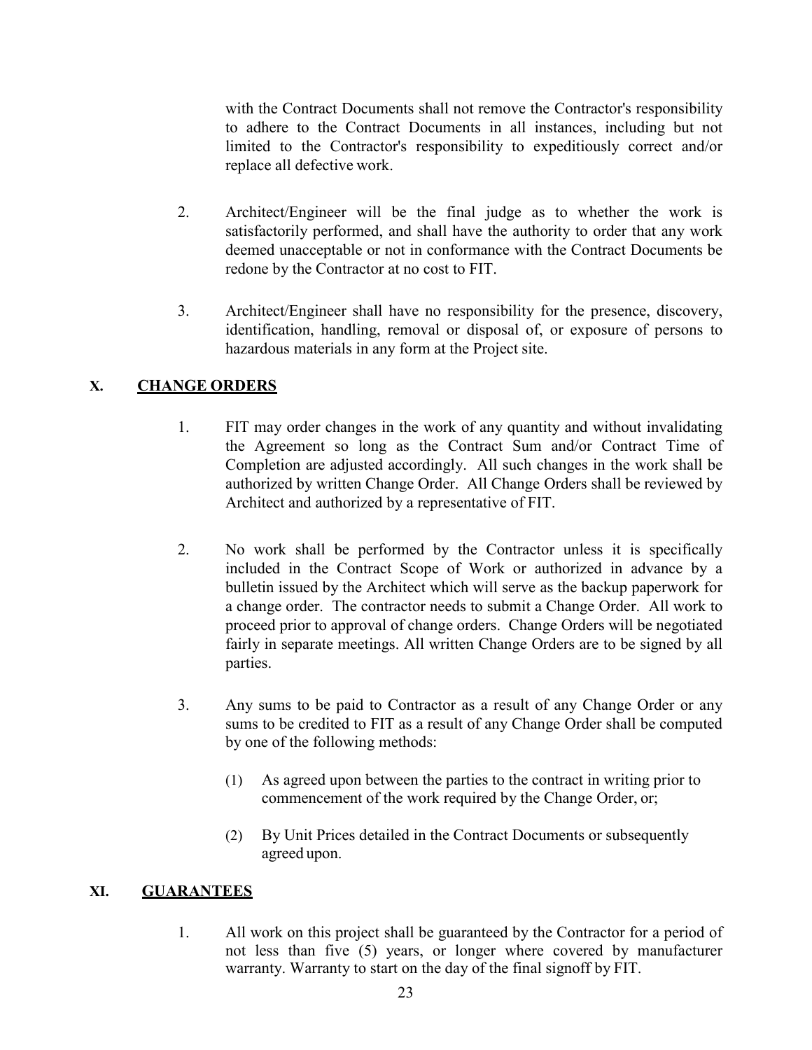with the Contract Documents shall not remove the Contractor's responsibility to adhere to the Contract Documents in all instances, including but not limited to the Contractor's responsibility to expeditiously correct and/or replace all defective work.

2. Architect/Engineer will be the final judge as to whether the work is satisfactorily performed, and shall have the authority to order that any work deemed unacceptable or not in conformance with the Contract Documents be redone by the Contractor at no cost to FIT.

3. Architect/Engineer shall have no responsibility for the presence, discovery, identification, handling, removal or disposal of, or exposure of persons to hazardous materials in any form at the Project site.

## X. CHANGE ORDERS

1. FIT may order changes in the work of any quantity and without invalidating the Agreement so long as the Contract Sum and/or Contract Time of Completion are adjusted accordingly. All such changes in the work shall be authorized by written Change Order. All Change Orders shall be reviewed by Architect and authorized by a representative of FIT.

2. No work shall be performed by the Contractor unless it is specifically included in the Contract Scope of Work or authorized in advance by a bulletin issued by the Architect which will serve as the backup paperwork for a change order. The contractor needs to submit a Change Order. All work to proceed prior to approval of change orders. Change Orders will be negotiated fairly in separate meetings. All written Change Orders are to be signed by all parties.

3. Any sums to be paid to Contractor as a result of any Change Order or any sums to be credited to FIT as a result of any Change Order shall be computed by one of the following methods:

   (1) As agreed upon between the parties to the contract in writing prior to commencement of the work required by the Change Order, or;

   (2) By Unit Prices detailed in the Contract Documents or subsequently agreed upon.

## XI. GUARANTEES

1. All work on this project shall be guaranteed by the Contractor for a period of not less than five (5) years, or longer where covered by manufacturer warranty. Warranty to start on the day of the final signoff by FIT.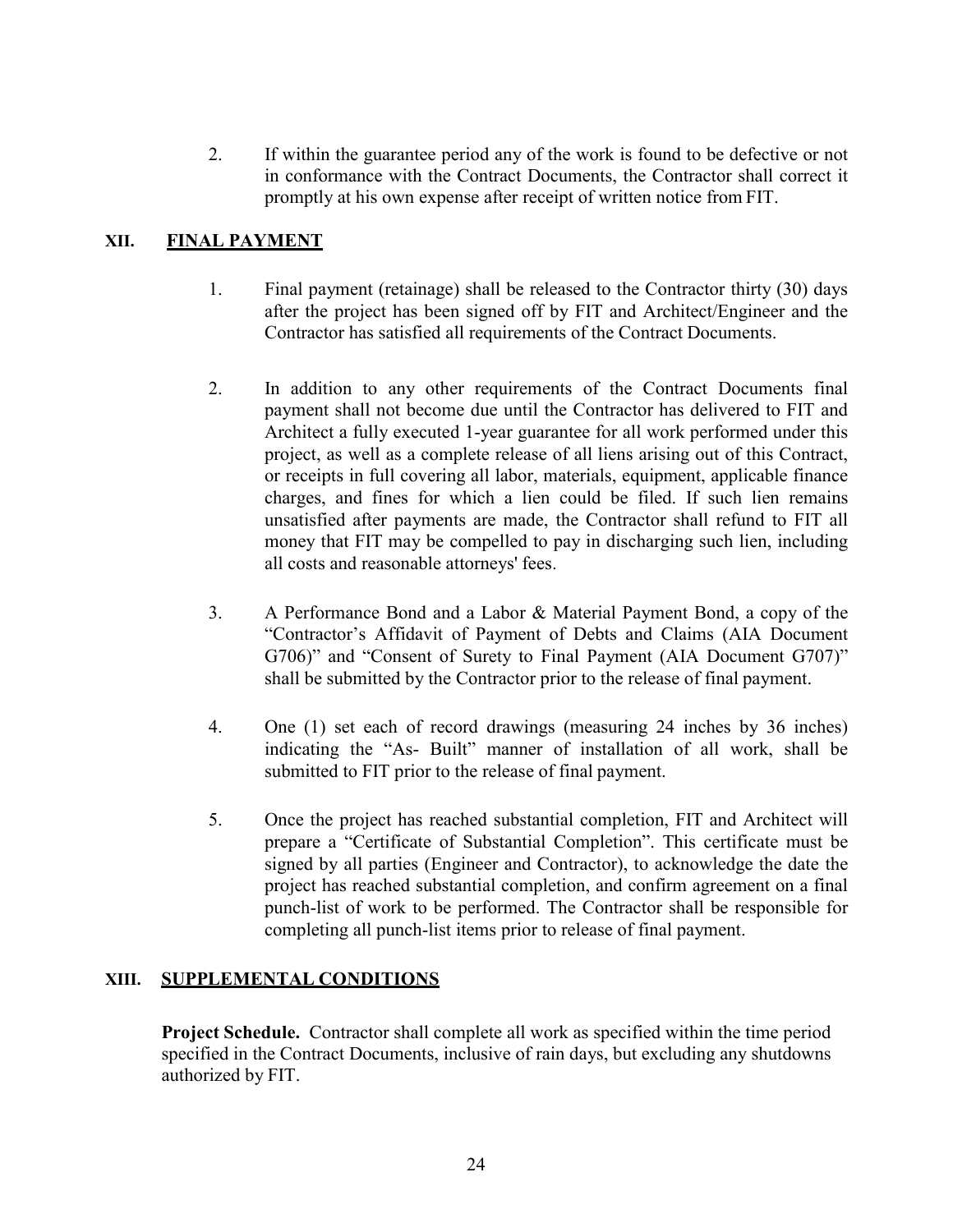2. If within the guarantee period any of the work is found to be defective or not in conformance with the Contract Documents, the Contractor shall correct it promptly at his own expense after receipt of written notice from FIT.

## XII. FINAL PAYMENT

1. Final payment (retainage) shall be released to the Contractor thirty (30) days after the project has been signed off by FIT and Architect/Engineer and the Contractor has satisfied all requirements of the Contract Documents.

2. In addition to any other requirements of the Contract Documents final payment shall not become due until the Contractor has delivered to FIT and Architect a fully executed 1-year guarantee for all work performed under this project, as well as a complete release of all liens arising out of this Contract, or receipts in full covering all labor, materials, equipment, applicable finance charges, and fines for which a lien could be filed. If such lien remains unsatisfied after payments are made, the Contractor shall refund to FIT all money that FIT may be compelled to pay in discharging such lien, including all costs and reasonable attorneys' fees.

3. A Performance Bond and a Labor & Material Payment Bond, a copy of the "Contractor's Affidavit of Payment of Debts and Claims (AIA Document G706)" and "Consent of Surety to Final Payment (AIA Document G707)" shall be submitted by the Contractor prior to the release of final payment.

4. One (1) set each of record drawings (measuring 24 inches by 36 inches) indicating the "As- Built" manner of installation of all work, shall be submitted to FIT prior to the release of final payment.

5. Once the project has reached substantial completion, FIT and Architect will prepare a "Certificate of Substantial Completion". This certificate must be signed by all parties (Engineer and Contractor), to acknowledge the date the project has reached substantial completion, and confirm agreement on a final punch-list of work to be performed. The Contractor shall be responsible for completing all punch-list items prior to release of final payment.

## XIII. SUPPLEMENTAL CONDITIONS

**Project Schedule.** Contractor shall complete all work as specified within the time period specified in the Contract Documents, inclusive of rain days, but excluding any shutdowns authorized by FIT.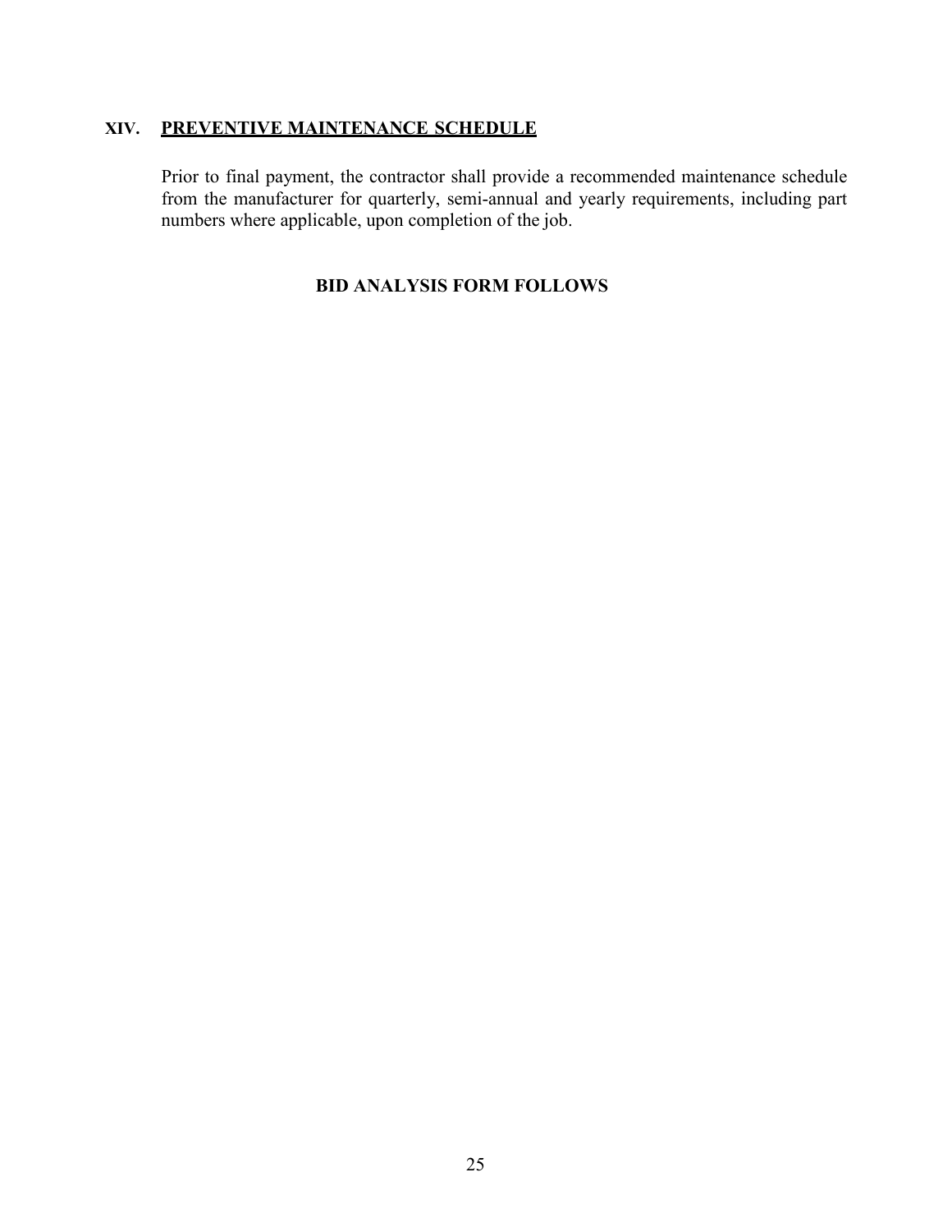## XIV. PREVENTIVE MAINTENANCE SCHEDULE

Prior to final payment, the contractor shall provide a recommended maintenance schedule from the manufacturer for quarterly, semi-annual and yearly requirements, including part numbers where applicable, upon completion of the job.

**BID ANALYSIS FORM FOLLOWS**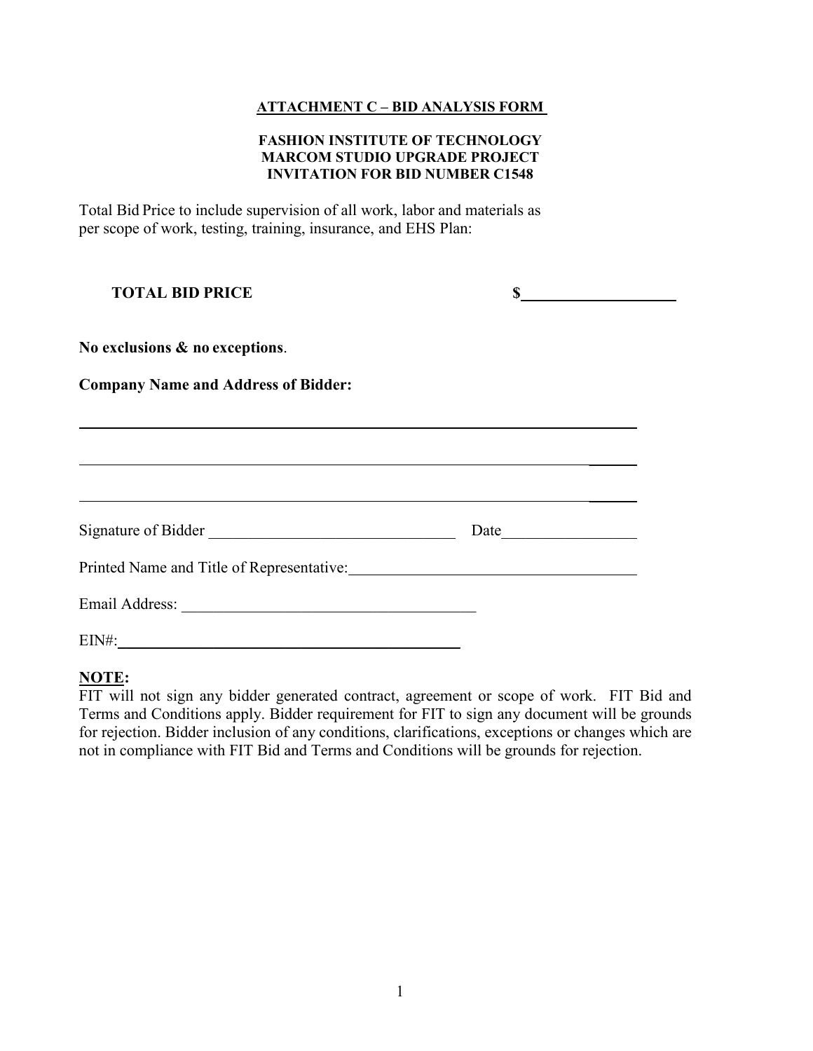**ATTACHMENT C – BID ANALYSIS FORM**

**FASHION INSTITUTE OF TECHNOLOGY**
**MARCOM STUDIO UPGRADE PROJECT**
**INVITATION FOR BID NUMBER C1548**

Total Bid Price to include supervision of all work, labor and materials as per scope of work, testing, training, insurance, and EHS Plan:

**TOTAL BID PRICE** **$**____________________

**No exclusions & no exceptions**.

**Company Name and Address of Bidder:**

______________________________________________________________________

______________________________________________________________________

______________________________________________________________________

Signature of Bidder ________________________________ Date_________________

Printed Name and Title of Representative:_____________________________________

Email Address: ______________________________________

EIN#:_____________________________________________

**NOTE:**
FIT will not sign any bidder generated contract, agreement or scope of work. FIT Bid and Terms and Conditions apply. Bidder requirement for FIT to sign any document will be grounds for rejection. Bidder inclusion of any conditions, clarifications, exceptions or changes which are not in compliance with FIT Bid and Terms and Conditions will be grounds for rejection.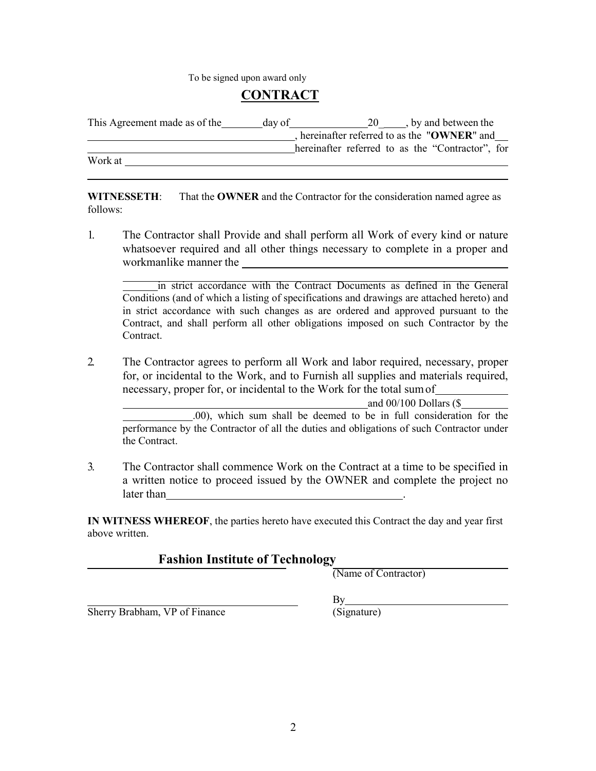To be signed upon award only

# CONTRACT

This Agreement made as of the ________ day of _______________ 20_____, by and between the _______________________________________, hereinafter referred to as the "**OWNER**" and ___ _______________________________________ hereinafter referred to as the "Contractor", for Work at _______________________________________________________________________

_______________________________________________________________________________

**WITNESSETH**: That the **OWNER** and the Contractor for the consideration named agree as follows:

1. The Contractor shall Provide and shall perform all Work of every kind or nature whatsoever required and all other things necessary to complete in a proper and workmanlike manner the _______________________________________________

   _______ in strict accordance with the Contract Documents as defined in the General Conditions (and of which a listing of specifications and drawings are attached hereto) and in strict accordance with such changes as are ordered and approved pursuant to the Contract, and shall perform all other obligations imposed on such Contractor by the Contract.

2. The Contractor agrees to perform all Work and labor required, necessary, proper for, or incidental to the Work, and to Furnish all supplies and materials required, necessary, proper for, or incidental to the Work for the total sum of ____________ ______________________________________________ and 00/100 Dollars ($________ ____________.00), which sum shall be deemed to be in full consideration for the performance by the Contractor of all the duties and obligations of such Contractor under the Contract.

3. The Contractor shall commence Work on the Contract at a time to be specified in a written notice to proceed issued by the OWNER and complete the project no later than __________________________________________.

**IN WITNESS WHEREOF**, the parties hereto have executed this Contract the day and year first above written.

| **Fashion Institute of Technology** | ______________________________ |
|---|---|
| | (Name of Contractor) |
| ______________________________ | By ____________________________ |
| Sherry Brabham, VP of Finance | (Signature) |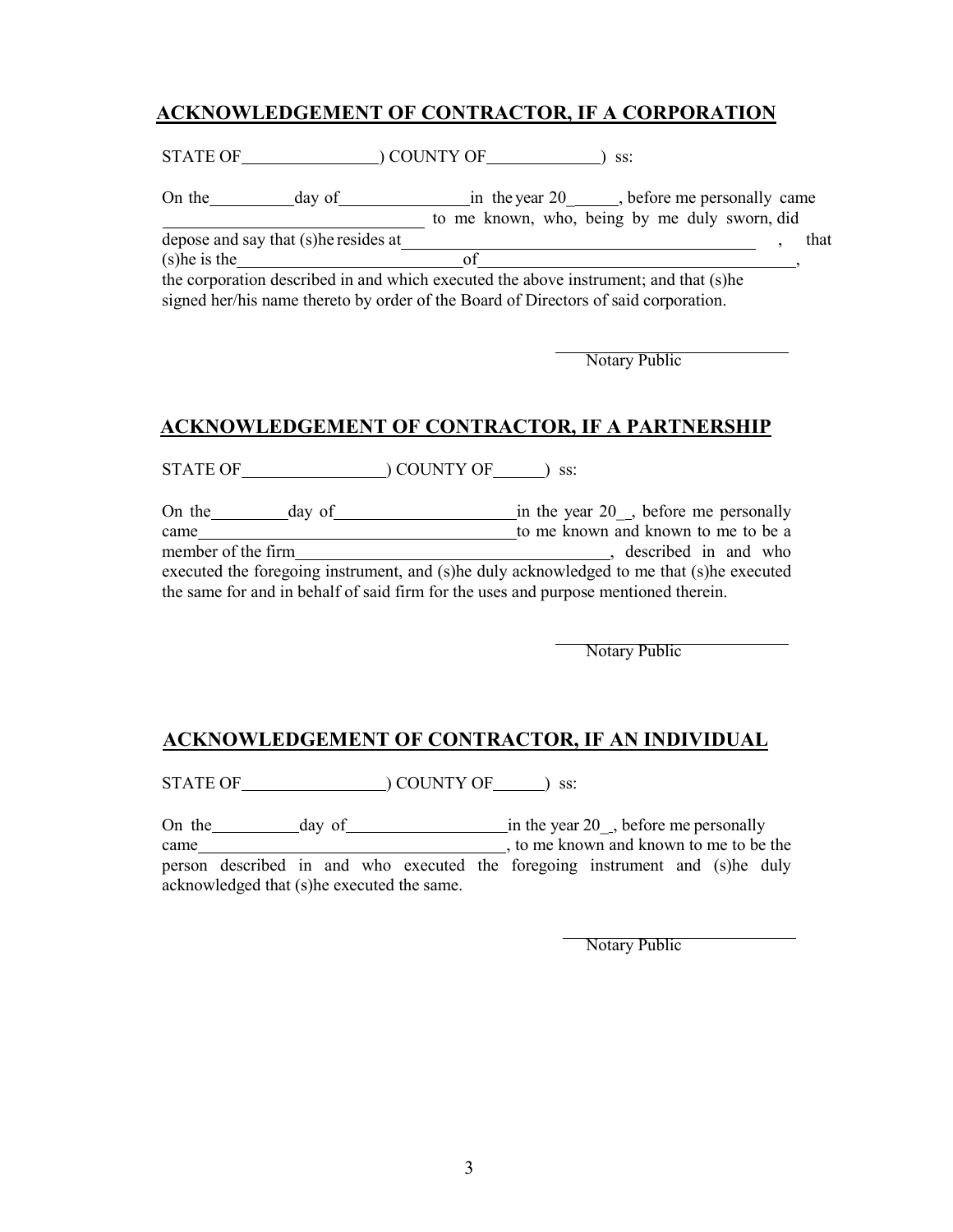## ACKNOWLEDGEMENT OF CONTRACTOR, IF A CORPORATION

STATE OF________________) COUNTY OF_____________) ss:

On the__________day of_______________in the year 20______, before me personally came ______________________________ to me known, who, being by me duly sworn, did depose and say that (s)he resides at_________________________________________, that (s)he is the___________________________of_____________________________________, the corporation described in and which executed the above instrument; and that (s)he signed her/his name thereto by order of the Board of Directors of said corporation.

______________________
Notary Public

## ACKNOWLEDGEMENT OF CONTRACTOR, IF A PARTNERSHIP

STATE OF_________________) COUNTY OF______) ss:

On the_________day of_____________________in the year 20_, before me personally came_____________________________________to me known and known to me to be a member of the firm_______________________________________, described in and who executed the foregoing instrument, and (s)he duly acknowledged to me that (s)he executed the same for and in behalf of said firm for the uses and purpose mentioned therein.

______________________
Notary Public

## ACKNOWLEDGEMENT OF CONTRACTOR, IF AN INDIVIDUAL

STATE OF_________________) COUNTY OF______) ss:

On the__________day of___________________in the year 20_, before me personally came____________________________________, to me known and known to me to be the person described in and who executed the foregoing instrument and (s)he duly acknowledged that (s)he executed the same.

______________________
Notary Public